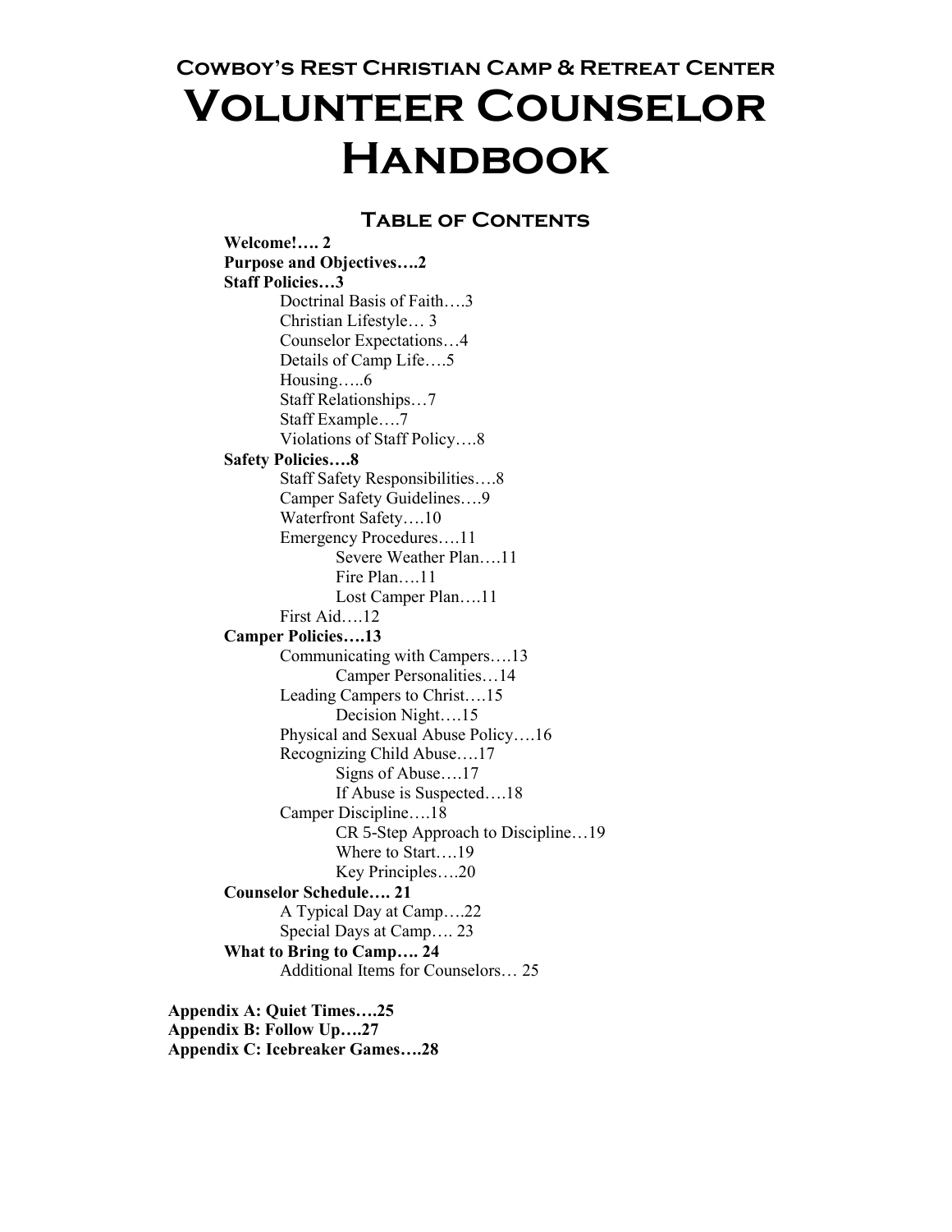# Cowboy's Rest Christian Camp & Retreat Center

# Volunteer Counselor Handbook

## Table of Contents

- **Welcome!…. 2**
- **Purpose and Objectives….2**
- **Staff Policies…3**
  - Doctrinal Basis of Faith….3
  - Christian Lifestyle… 3
  - Counselor Expectations…4
  - Details of Camp Life….5
  - Housing…..6
  - Staff Relationships…7
  - Staff Example….7
  - Violations of Staff Policy….8
- **Safety Policies….8**
  - Staff Safety Responsibilities….8
  - Camper Safety Guidelines….9
  - Waterfront Safety….10
  - Emergency Procedures….11
    - Severe Weather Plan….11
    - Fire Plan….11
    - Lost Camper Plan….11
  - First Aid….12
- **Camper Policies….13**
  - Communicating with Campers….13
    - Camper Personalities…14
  - Leading Campers to Christ….15
    - Decision Night….15
  - Physical and Sexual Abuse Policy….16
  - Recognizing Child Abuse….17
    - Signs of Abuse….17
    - If Abuse is Suspected….18
  - Camper Discipline….18
    - CR 5-Step Approach to Discipline…19
    - Where to Start….19
    - Key Principles….20
- **Counselor Schedule…. 21**
  - A Typical Day at Camp….22
  - Special Days at Camp…. 23
- **What to Bring to Camp…. 24**
  - Additional Items for Counselors… 25

**Appendix A: Quiet Times….25**
**Appendix B: Follow Up….27**
**Appendix C: Icebreaker Games….28**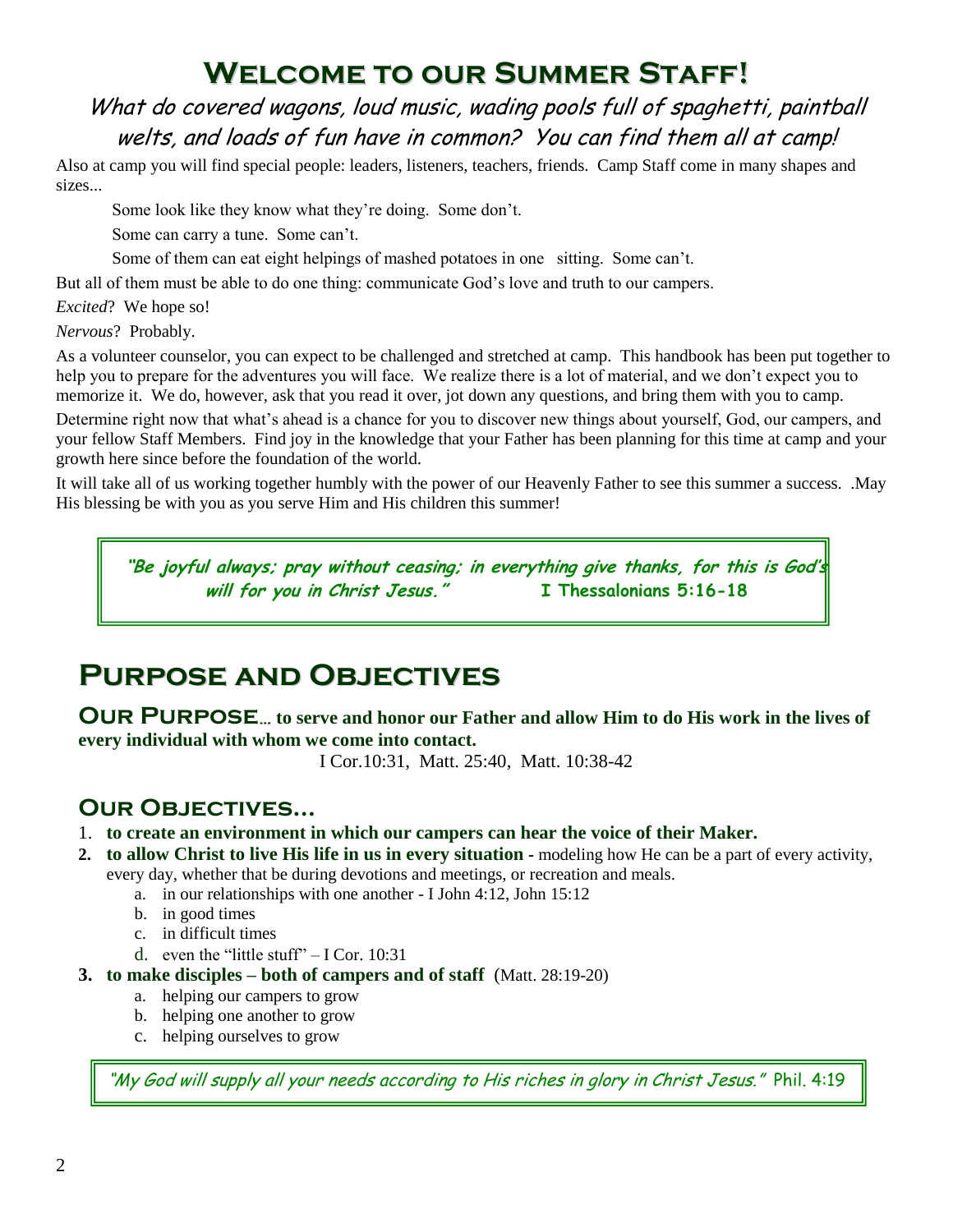# Welcome to our Summer Staff!

*What do covered wagons, loud music, wading pools full of spaghetti, paintball welts, and loads of fun have in common? You can find them all at camp!*

Also at camp you will find special people: leaders, listeners, teachers, friends. Camp Staff come in many shapes and sizes...

Some look like they know what they're doing. Some don't.

Some can carry a tune. Some can't.

Some of them can eat eight helpings of mashed potatoes in one sitting. Some can't.

But all of them must be able to do one thing: communicate God's love and truth to our campers.

*Excited*? We hope so!

*Nervous*? Probably.

As a volunteer counselor, you can expect to be challenged and stretched at camp. This handbook has been put together to help you to prepare for the adventures you will face. We realize there is a lot of material, and we don't expect you to memorize it. We do, however, ask that you read it over, jot down any questions, and bring them with you to camp.

Determine right now that what's ahead is a chance for you to discover new things about yourself, God, our campers, and your fellow Staff Members. Find joy in the knowledge that your Father has been planning for this time at camp and your growth here since before the foundation of the world.

It will take all of us working together humbly with the power of our Heavenly Father to see this summer a success. .May His blessing be with you as you serve Him and His children this summer!

> ***"Be joyful always; pray without ceasing; in everything give thanks, for this is God's will for you in Christ Jesus."*** **I Thessalonians 5:16-18**

# Purpose and Objectives

## Our Purpose... **to serve and honor our Father and allow Him to do His work in the lives of every individual with whom we come into contact.**

I Cor.10:31, Matt. 25:40, Matt. 10:38-42

## Our Objectives...

1. **to create an environment in which our campers can hear the voice of their Maker.**
2. **to allow Christ to live His life in us in every situation** - modeling how He can be a part of every activity, every day, whether that be during devotions and meetings, or recreation and meals.
   a. in our relationships with one another - I John 4:12, John 15:12
   b. in good times
   c. in difficult times
   d. even the "little stuff" – I Cor. 10:31
3. **to make disciples – both of campers and of staff** (Matt. 28:19-20)
   a. helping our campers to grow
   b. helping one another to grow
   c. helping ourselves to grow

> *"My God will supply all your needs according to His riches in glory in Christ Jesus."* Phil. 4:19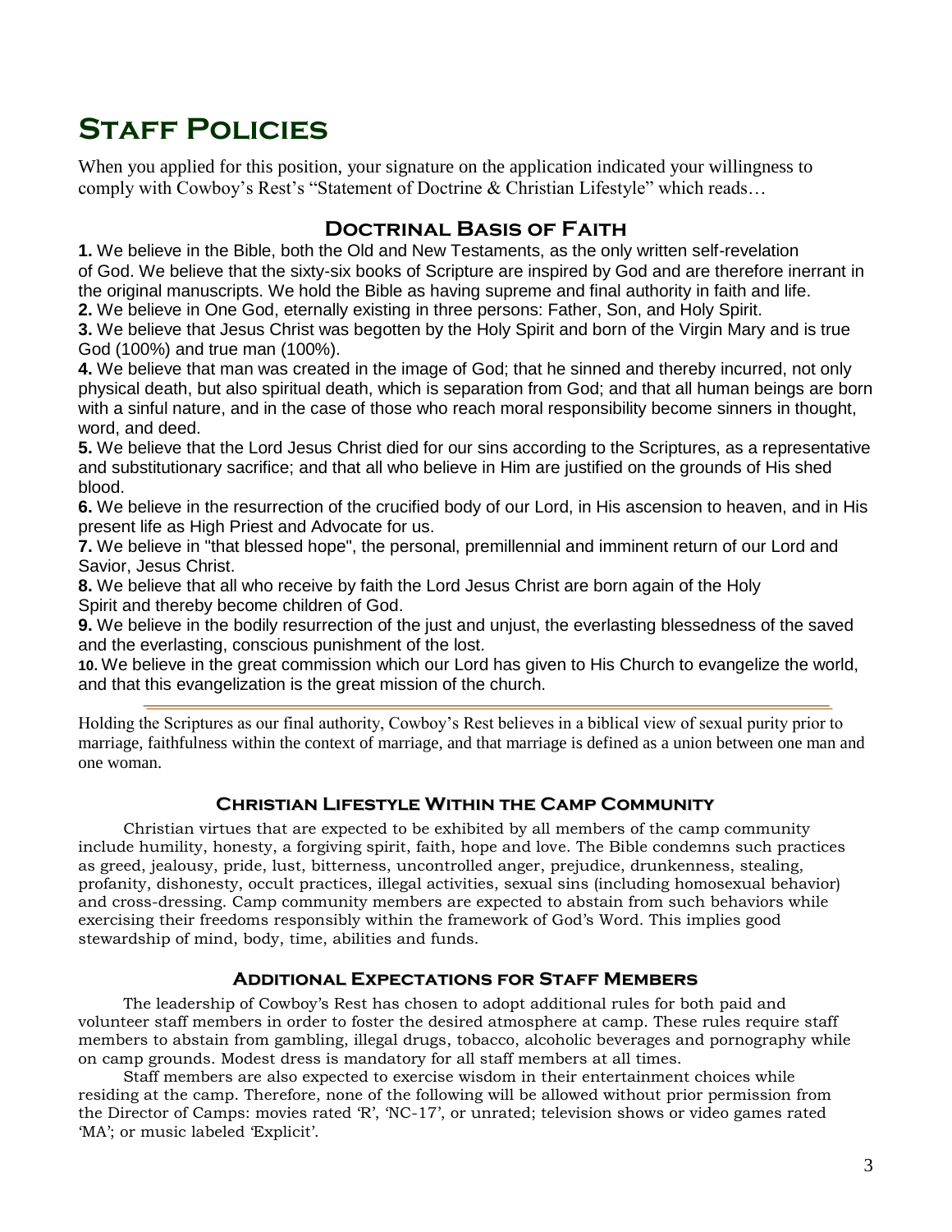# Staff Policies

When you applied for this position, your signature on the application indicated your willingness to comply with Cowboy's Rest's "Statement of Doctrine & Christian Lifestyle" which reads…

## Doctrinal Basis of Faith

**1.** We believe in the Bible, both the Old and New Testaments, as the only written self-revelation of God. We believe that the sixty-six books of Scripture are inspired by God and are therefore inerrant in the original manuscripts. We hold the Bible as having supreme and final authority in faith and life.

**2.** We believe in One God, eternally existing in three persons: Father, Son, and Holy Spirit.

**3.** We believe that Jesus Christ was begotten by the Holy Spirit and born of the Virgin Mary and is true God (100%) and true man (100%).

**4.** We believe that man was created in the image of God; that he sinned and thereby incurred, not only physical death, but also spiritual death, which is separation from God; and that all human beings are born with a sinful nature, and in the case of those who reach moral responsibility become sinners in thought, word, and deed.

**5.** We believe that the Lord Jesus Christ died for our sins according to the Scriptures, as a representative and substitutionary sacrifice; and that all who believe in Him are justified on the grounds of His shed blood.

**6.** We believe in the resurrection of the crucified body of our Lord, in His ascension to heaven, and in His present life as High Priest and Advocate for us.

**7.** We believe in "that blessed hope", the personal, premillennial and imminent return of our Lord and Savior, Jesus Christ.

**8.** We believe that all who receive by faith the Lord Jesus Christ are born again of the Holy Spirit and thereby become children of God.

**9.** We believe in the bodily resurrection of the just and unjust, the everlasting blessedness of the saved and the everlasting, conscious punishment of the lost.

**10.** We believe in the great commission which our Lord has given to His Church to evangelize the world, and that this evangelization is the great mission of the church.

---

Holding the Scriptures as our final authority, Cowboy's Rest believes in a biblical view of sexual purity prior to marriage, faithfulness within the context of marriage, and that marriage is defined as a union between one man and one woman.

### Christian Lifestyle Within the Camp Community

Christian virtues that are expected to be exhibited by all members of the camp community include humility, honesty, a forgiving spirit, faith, hope and love. The Bible condemns such practices as greed, jealousy, pride, lust, bitterness, uncontrolled anger, prejudice, drunkenness, stealing, profanity, dishonesty, occult practices, illegal activities, sexual sins (including homosexual behavior) and cross-dressing. Camp community members are expected to abstain from such behaviors while exercising their freedoms responsibly within the framework of God's Word. This implies good stewardship of mind, body, time, abilities and funds.

### Additional Expectations for Staff Members

The leadership of Cowboy's Rest has chosen to adopt additional rules for both paid and volunteer staff members in order to foster the desired atmosphere at camp. These rules require staff members to abstain from gambling, illegal drugs, tobacco, alcoholic beverages and pornography while on camp grounds. Modest dress is mandatory for all staff members at all times.

Staff members are also expected to exercise wisdom in their entertainment choices while residing at the camp. Therefore, none of the following will be allowed without prior permission from the Director of Camps: movies rated 'R', 'NC-17', or unrated; television shows or video games rated 'MA'; or music labeled 'Explicit'.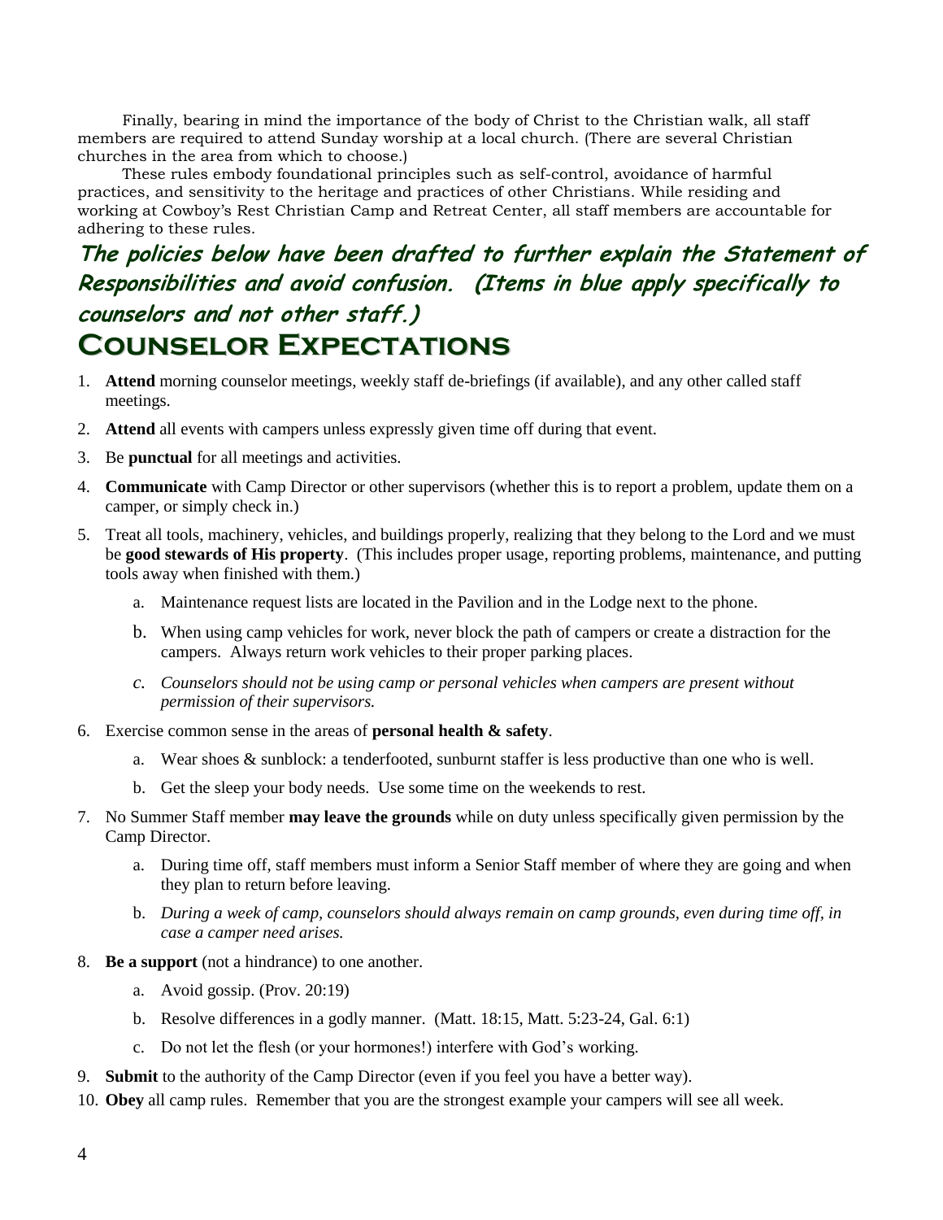Finally, bearing in mind the importance of the body of Christ to the Christian walk, all staff members are required to attend Sunday worship at a local church. (There are several Christian churches in the area from which to choose.)

These rules embody foundational principles such as self-control, avoidance of harmful practices, and sensitivity to the heritage and practices of other Christians. While residing and working at Cowboy's Rest Christian Camp and Retreat Center, all staff members are accountable for adhering to these rules.

**The policies below have been drafted to further explain the Statement of Responsibilities and avoid confusion. (Items in blue apply specifically to counselors and not other staff.)**

# Counselor Expectations

1. **Attend** morning counselor meetings, weekly staff de-briefings (if available), and any other called staff meetings.
2. **Attend** all events with campers unless expressly given time off during that event.
3. Be **punctual** for all meetings and activities.
4. **Communicate** with Camp Director or other supervisors (whether this is to report a problem, update them on a camper, or simply check in.)
5. Treat all tools, machinery, vehicles, and buildings properly, realizing that they belong to the Lord and we must be **good stewards of His property**. (This includes proper usage, reporting problems, maintenance, and putting tools away when finished with them.)
    a. Maintenance request lists are located in the Pavilion and in the Lodge next to the phone.
    b. When using camp vehicles for work, never block the path of campers or create a distraction for the campers. Always return work vehicles to their proper parking places.
    c. *Counselors should not be using camp or personal vehicles when campers are present without permission of their supervisors.*
6. Exercise common sense in the areas of **personal health & safety**.
    a. Wear shoes & sunblock: a tenderfooted, sunburnt staffer is less productive than one who is well.
    b. Get the sleep your body needs. Use some time on the weekends to rest.
7. No Summer Staff member **may leave the grounds** while on duty unless specifically given permission by the Camp Director.
    a. During time off, staff members must inform a Senior Staff member of where they are going and when they plan to return before leaving.
    b. *During a week of camp, counselors should always remain on camp grounds, even during time off, in case a camper need arises.*
8. **Be a support** (not a hindrance) to one another.
    a. Avoid gossip. (Prov. 20:19)
    b. Resolve differences in a godly manner. (Matt. 18:15, Matt. 5:23-24, Gal. 6:1)
    c. Do not let the flesh (or your hormones!) interfere with God's working.
9. **Submit** to the authority of the Camp Director (even if you feel you have a better way).
10. **Obey** all camp rules. Remember that you are the strongest example your campers will see all week.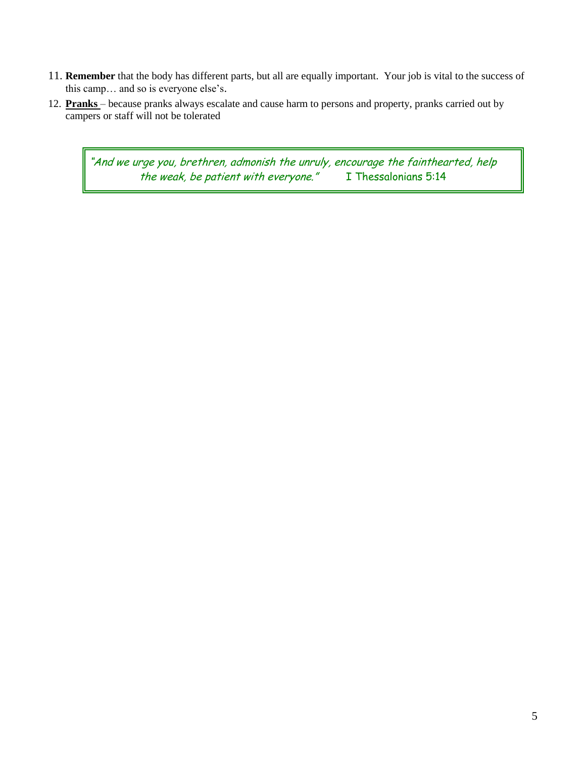11. **Remember** that the body has different parts, but all are equally important. Your job is vital to the success of this camp… and so is everyone else's.
12. **<u>Pranks</u>** – because pranks always escalate and cause harm to persons and property, pranks carried out by campers or staff will not be tolerated

> *"And we urge you, brethren, admonish the unruly, encourage the fainthearted, help the weak, be patient with everyone."* I Thessalonians 5:14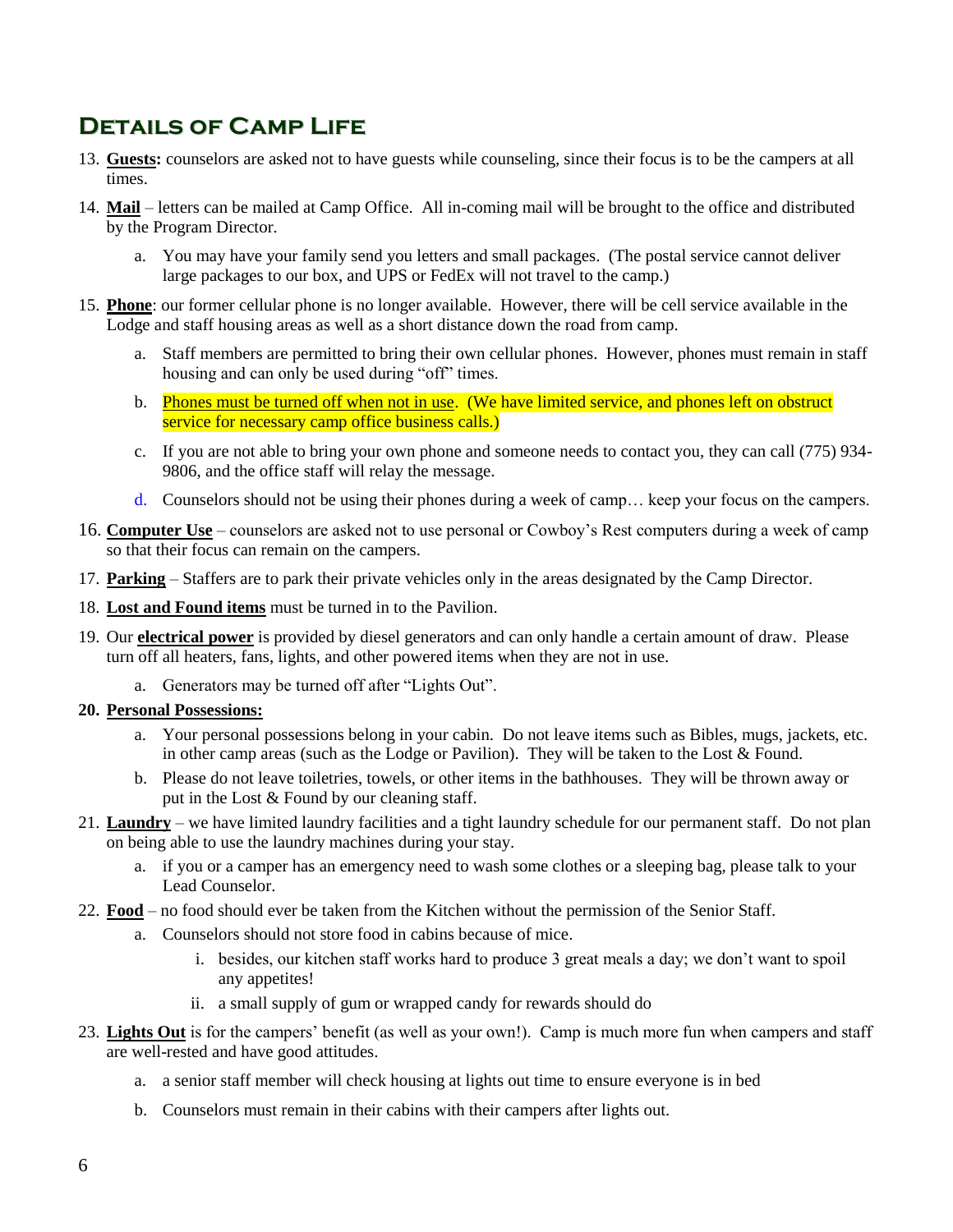# Details of Camp Life

13. **Guests:** counselors are asked not to have guests while counseling, since their focus is to be the campers at all times.
14. **Mail** – letters can be mailed at Camp Office. All in-coming mail will be brought to the office and distributed by the Program Director.
    a. You may have your family send you letters and small packages. (The postal service cannot deliver large packages to our box, and UPS or FedEx will not travel to the camp.)
15. **Phone**: our former cellular phone is no longer available. However, there will be cell service available in the Lodge and staff housing areas as well as a short distance down the road from camp.
    a. Staff members are permitted to bring their own cellular phones. However, phones must remain in staff housing and can only be used during "off" times.
    b. Phones must be turned off when not in use. (We have limited service, and phones left on obstruct service for necessary camp office business calls.)
    c. If you are not able to bring your own phone and someone needs to contact you, they can call (775) 934-9806, and the office staff will relay the message.
    d. Counselors should not be using their phones during a week of camp… keep your focus on the campers.
16. **Computer Use** – counselors are asked not to use personal or Cowboy's Rest computers during a week of camp so that their focus can remain on the campers.
17. **Parking** – Staffers are to park their private vehicles only in the areas designated by the Camp Director.
18. **Lost and Found items** must be turned in to the Pavilion.
19. Our **electrical power** is provided by diesel generators and can only handle a certain amount of draw. Please turn off all heaters, fans, lights, and other powered items when they are not in use.
    a. Generators may be turned off after "Lights Out".
20. **Personal Possessions:**
    a. Your personal possessions belong in your cabin. Do not leave items such as Bibles, mugs, jackets, etc. in other camp areas (such as the Lodge or Pavilion). They will be taken to the Lost & Found.
    b. Please do not leave toiletries, towels, or other items in the bathhouses. They will be thrown away or put in the Lost & Found by our cleaning staff.
21. **Laundry** – we have limited laundry facilities and a tight laundry schedule for our permanent staff. Do not plan on being able to use the laundry machines during your stay.
    a. if you or a camper has an emergency need to wash some clothes or a sleeping bag, please talk to your Lead Counselor.
22. **Food** – no food should ever be taken from the Kitchen without the permission of the Senior Staff.
    a. Counselors should not store food in cabins because of mice.
        i. besides, our kitchen staff works hard to produce 3 great meals a day; we don't want to spoil any appetites!
        ii. a small supply of gum or wrapped candy for rewards should do
23. **Lights Out** is for the campers' benefit (as well as your own!). Camp is much more fun when campers and staff are well-rested and have good attitudes.
    a. a senior staff member will check housing at lights out time to ensure everyone is in bed
    b. Counselors must remain in their cabins with their campers after lights out.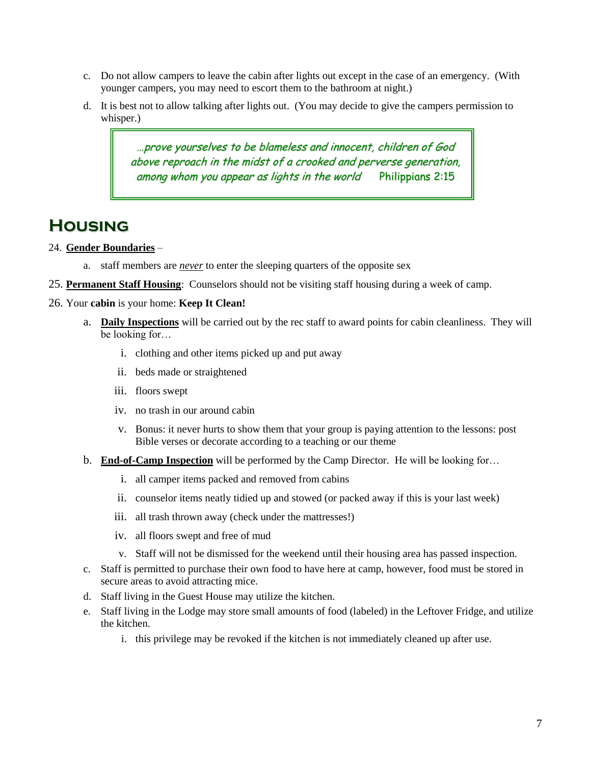c. Do not allow campers to leave the cabin after lights out except in the case of an emergency. (With younger campers, you may need to escort them to the bathroom at night.)

d. It is best not to allow talking after lights out. (You may decide to give the campers permission to whisper.)

> *…prove yourselves to be blameless and innocent, children of God above reproach in the midst of a crooked and perverse generation, among whom you appear as lights in the world* Philippians 2:15

# Housing

24. **Gender Boundaries** –
    a. staff members are ***never*** to enter the sleeping quarters of the opposite sex

25. **Permanent Staff Housing**: Counselors should not be visiting staff housing during a week of camp.

26. Your **cabin** is your home: **Keep It Clean!**
    a. **Daily Inspections** will be carried out by the rec staff to award points for cabin cleanliness. They will be looking for…
        i. clothing and other items picked up and put away
        ii. beds made or straightened
        iii. floors swept
        iv. no trash in our around cabin
        v. Bonus: it never hurts to show them that your group is paying attention to the lessons: post Bible verses or decorate according to a teaching or our theme
    b. **End-of-Camp Inspection** will be performed by the Camp Director. He will be looking for…
        i. all camper items packed and removed from cabins
        ii. counselor items neatly tidied up and stowed (or packed away if this is your last week)
        iii. all trash thrown away (check under the mattresses!)
        iv. all floors swept and free of mud
        v. Staff will not be dismissed for the weekend until their housing area has passed inspection.
    c. Staff is permitted to purchase their own food to have here at camp, however, food must be stored in secure areas to avoid attracting mice.
    d. Staff living in the Guest House may utilize the kitchen.
    e. Staff living in the Lodge may store small amounts of food (labeled) in the Leftover Fridge, and utilize the kitchen.
        i. this privilege may be revoked if the kitchen is not immediately cleaned up after use.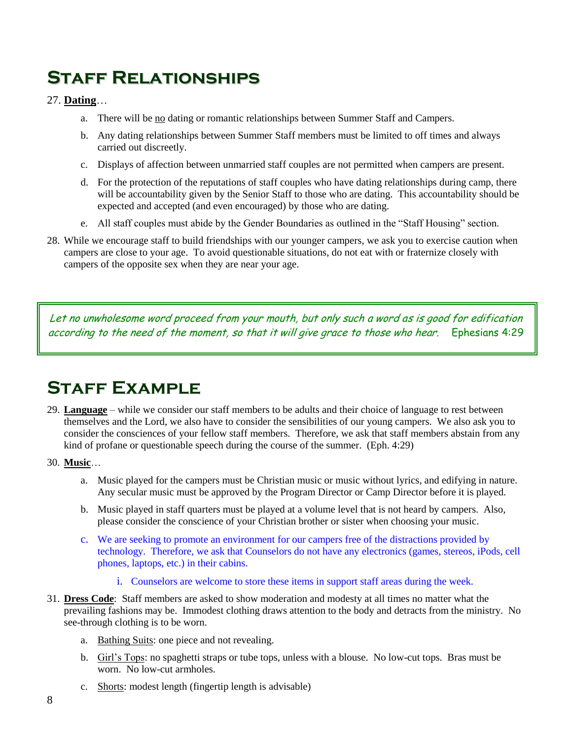# Staff Relationships

27. **Dating**…
    a. There will be no dating or romantic relationships between Summer Staff and Campers.
    b. Any dating relationships between Summer Staff members must be limited to off times and always carried out discreetly.
    c. Displays of affection between unmarried staff couples are not permitted when campers are present.
    d. For the protection of the reputations of staff couples who have dating relationships during camp, there will be accountability given by the Senior Staff to those who are dating. This accountability should be expected and accepted (and even encouraged) by those who are dating.
    e. All staff couples must abide by the Gender Boundaries as outlined in the "Staff Housing" section.
28. While we encourage staff to build friendships with our younger campers, we ask you to exercise caution when campers are close to your age. To avoid questionable situations, do not eat with or fraternize closely with campers of the opposite sex when they are near your age.

> *Let no unwholesome word proceed from your mouth, but only such a word as is good for edification according to the need of the moment, so that it will give grace to those who hear.* Ephesians 4:29

# Staff Example

29. **Language** – while we consider our staff members to be adults and their choice of language to rest between themselves and the Lord, we also have to consider the sensibilities of our young campers. We also ask you to consider the consciences of your fellow staff members. Therefore, we ask that staff members abstain from any kind of profane or questionable speech during the course of the summer. (Eph. 4:29)
30. **Music**…
    a. Music played for the campers must be Christian music or music without lyrics, and edifying in nature. Any secular music must be approved by the Program Director or Camp Director before it is played.
    b. Music played in staff quarters must be played at a volume level that is not heard by campers. Also, please consider the conscience of your Christian brother or sister when choosing your music.
    c. We are seeking to promote an environment for our campers free of the distractions provided by technology. Therefore, we ask that Counselors do not have any electronics (games, stereos, iPods, cell phones, laptops, etc.) in their cabins.
        i. Counselors are welcome to store these items in support staff areas during the week.
31. **Dress Code**: Staff members are asked to show moderation and modesty at all times no matter what the prevailing fashions may be. Immodest clothing draws attention to the body and detracts from the ministry. No see-through clothing is to be worn.
    a. Bathing Suits: one piece and not revealing.
    b. Girl's Tops: no spaghetti straps or tube tops, unless with a blouse. No low-cut tops. Bras must be worn. No low-cut armholes.
    c. Shorts: modest length (fingertip length is advisable)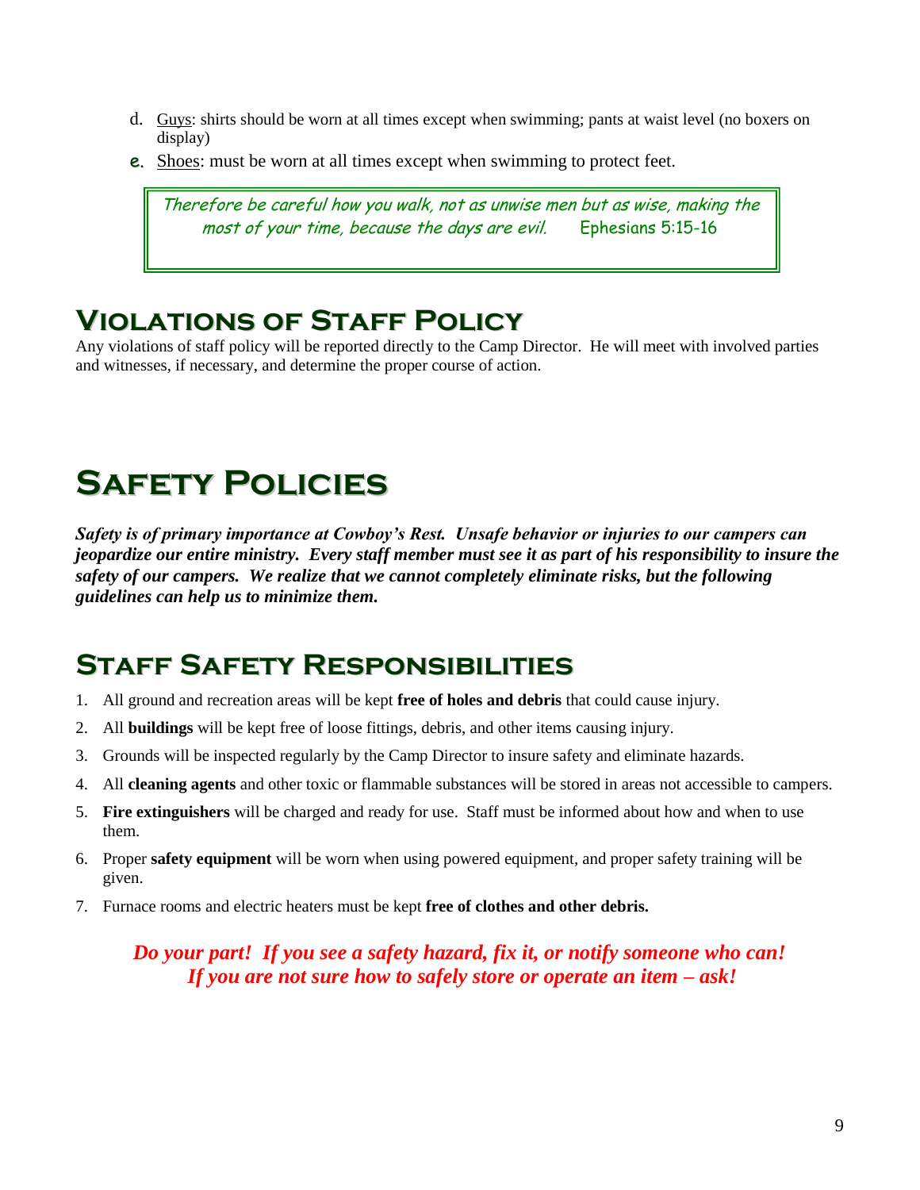d. Guys: shirts should be worn at all times except when swimming; pants at waist level (no boxers on display)

e. Shoes: must be worn at all times except when swimming to protect feet.

> *Therefore be careful how you walk, not as unwise men but as wise, making the most of your time, because the days are evil.* Ephesians 5:15-16

## Violations of Staff Policy

Any violations of staff policy will be reported directly to the Camp Director. He will meet with involved parties and witnesses, if necessary, and determine the proper course of action.

# Safety Policies

***Safety is of primary importance at Cowboy's Rest. Unsafe behavior or injuries to our campers can jeopardize our entire ministry. Every staff member must see it as part of his responsibility to insure the safety of our campers. We realize that we cannot completely eliminate risks, but the following guidelines can help us to minimize them.***

## Staff Safety Responsibilities

1. All ground and recreation areas will be kept **free of holes and debris** that could cause injury.
2. All **buildings** will be kept free of loose fittings, debris, and other items causing injury.
3. Grounds will be inspected regularly by the Camp Director to insure safety and eliminate hazards.
4. All **cleaning agents** and other toxic or flammable substances will be stored in areas not accessible to campers.
5. **Fire extinguishers** will be charged and ready for use. Staff must be informed about how and when to use them.
6. Proper **safety equipment** will be worn when using powered equipment, and proper safety training will be given.
7. Furnace rooms and electric heaters must be kept **free of clothes and other debris.**

***Do your part! If you see a safety hazard, fix it, or notify someone who can! If you are not sure how to safely store or operate an item – ask!***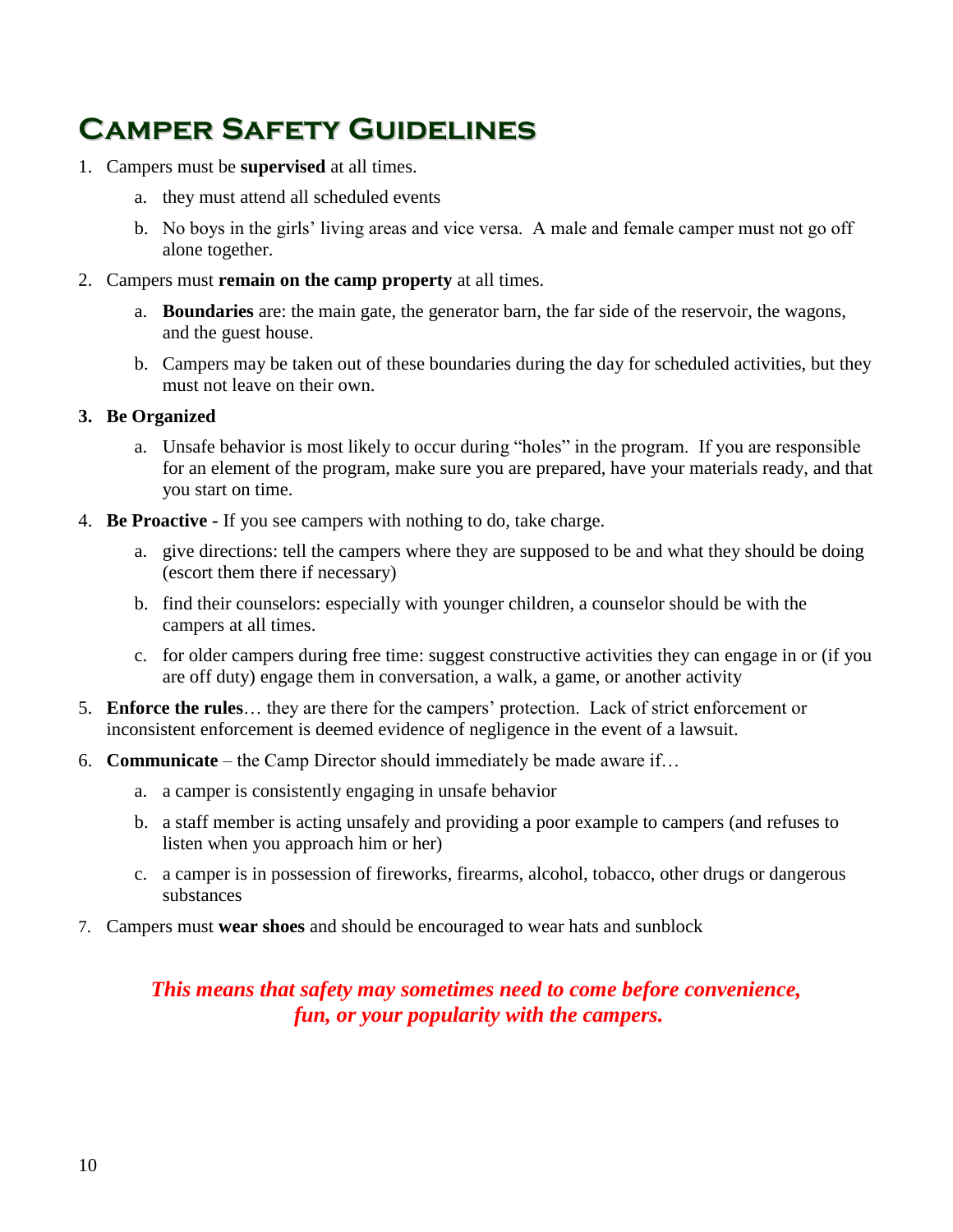# Camper Safety Guidelines

1. Campers must be **supervised** at all times.
    a. they must attend all scheduled events
    b. No boys in the girls' living areas and vice versa. A male and female camper must not go off alone together.
2. Campers must **remain on the camp property** at all times.
    a. **Boundaries** are: the main gate, the generator barn, the far side of the reservoir, the wagons, and the guest house.
    b. Campers may be taken out of these boundaries during the day for scheduled activities, but they must not leave on their own.
3. **Be Organized**
    a. Unsafe behavior is most likely to occur during "holes" in the program. If you are responsible for an element of the program, make sure you are prepared, have your materials ready, and that you start on time.
4. **Be Proactive -** If you see campers with nothing to do, take charge.
    a. give directions: tell the campers where they are supposed to be and what they should be doing (escort them there if necessary)
    b. find their counselors: especially with younger children, a counselor should be with the campers at all times.
    c. for older campers during free time: suggest constructive activities they can engage in or (if you are off duty) engage them in conversation, a walk, a game, or another activity
5. **Enforce the rules**… they are there for the campers' protection. Lack of strict enforcement or inconsistent enforcement is deemed evidence of negligence in the event of a lawsuit.
6. **Communicate** – the Camp Director should immediately be made aware if…
    a. a camper is consistently engaging in unsafe behavior
    b. a staff member is acting unsafely and providing a poor example to campers (and refuses to listen when you approach him or her)
    c. a camper is in possession of fireworks, firearms, alcohol, tobacco, other drugs or dangerous substances
7. Campers must **wear shoes** and should be encouraged to wear hats and sunblock

***This means that safety may sometimes need to come before convenience, fun, or your popularity with the campers.***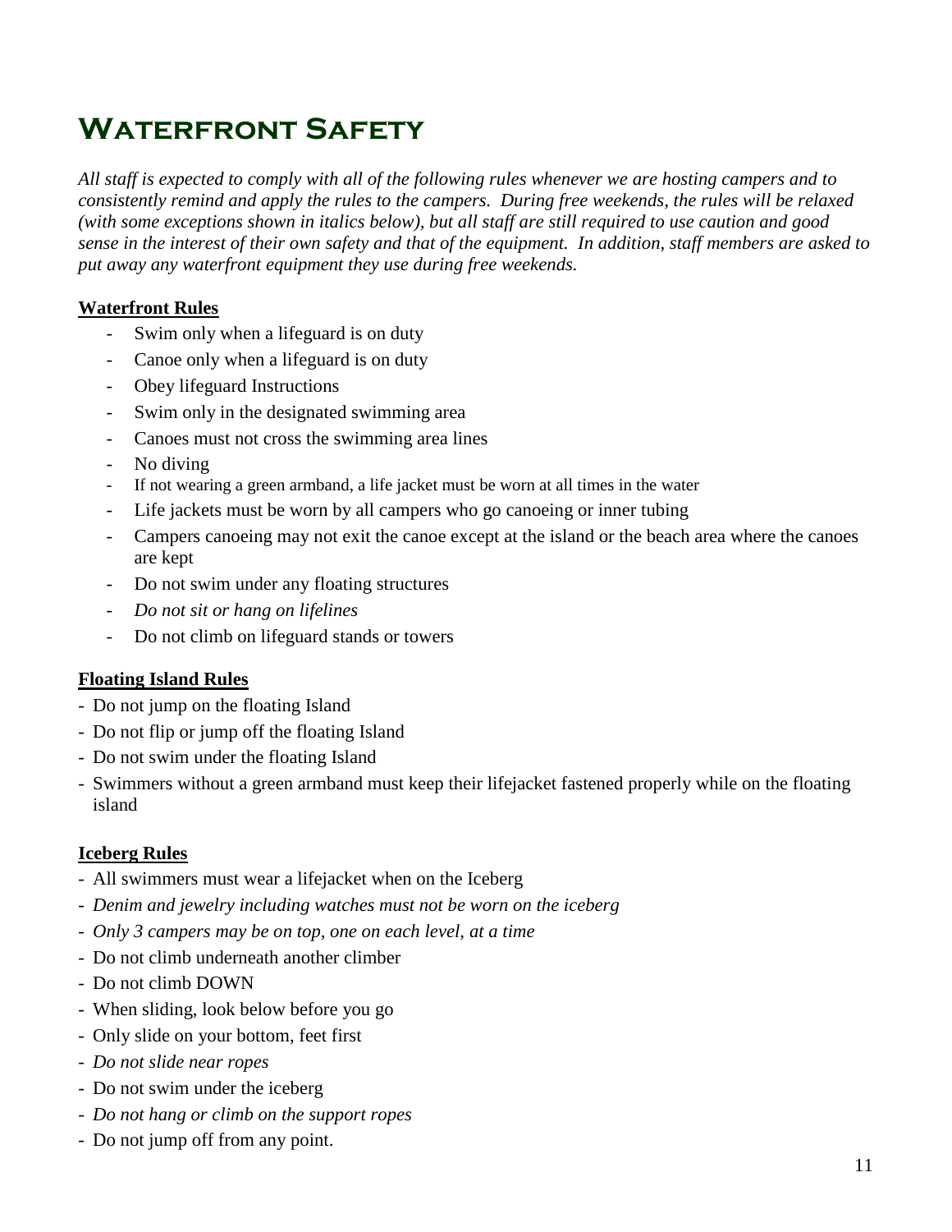# Waterfront Safety

*All staff is expected to comply with all of the following rules whenever we are hosting campers and to consistently remind and apply the rules to the campers. During free weekends, the rules will be relaxed (with some exceptions shown in italics below), but all staff are still required to use caution and good sense in the interest of their own safety and that of the equipment. In addition, staff members are asked to put away any waterfront equipment they use during free weekends.*

**Waterfront Rules**

- Swim only when a lifeguard is on duty
- Canoe only when a lifeguard is on duty
- Obey lifeguard Instructions
- Swim only in the designated swimming area
- Canoes must not cross the swimming area lines
- No diving
- If not wearing a green armband, a life jacket must be worn at all times in the water
- Life jackets must be worn by all campers who go canoeing or inner tubing
- Campers canoeing may not exit the canoe except at the island or the beach area where the canoes are kept
- Do not swim under any floating structures
- *Do not sit or hang on lifelines*
- Do not climb on lifeguard stands or towers

**Floating Island Rules**

- Do not jump on the floating Island
- Do not flip or jump off the floating Island
- Do not swim under the floating Island
- Swimmers without a green armband must keep their lifejacket fastened properly while on the floating island

**Iceberg Rules**

- All swimmers must wear a lifejacket when on the Iceberg
- *Denim and jewelry including watches must not be worn on the iceberg*
- *Only 3 campers may be on top, one on each level, at a time*
- Do not climb underneath another climber
- Do not climb DOWN
- When sliding, look below before you go
- Only slide on your bottom, feet first
- *Do not slide near ropes*
- Do not swim under the iceberg
- *Do not hang or climb on the support ropes*
- Do not jump off from any point.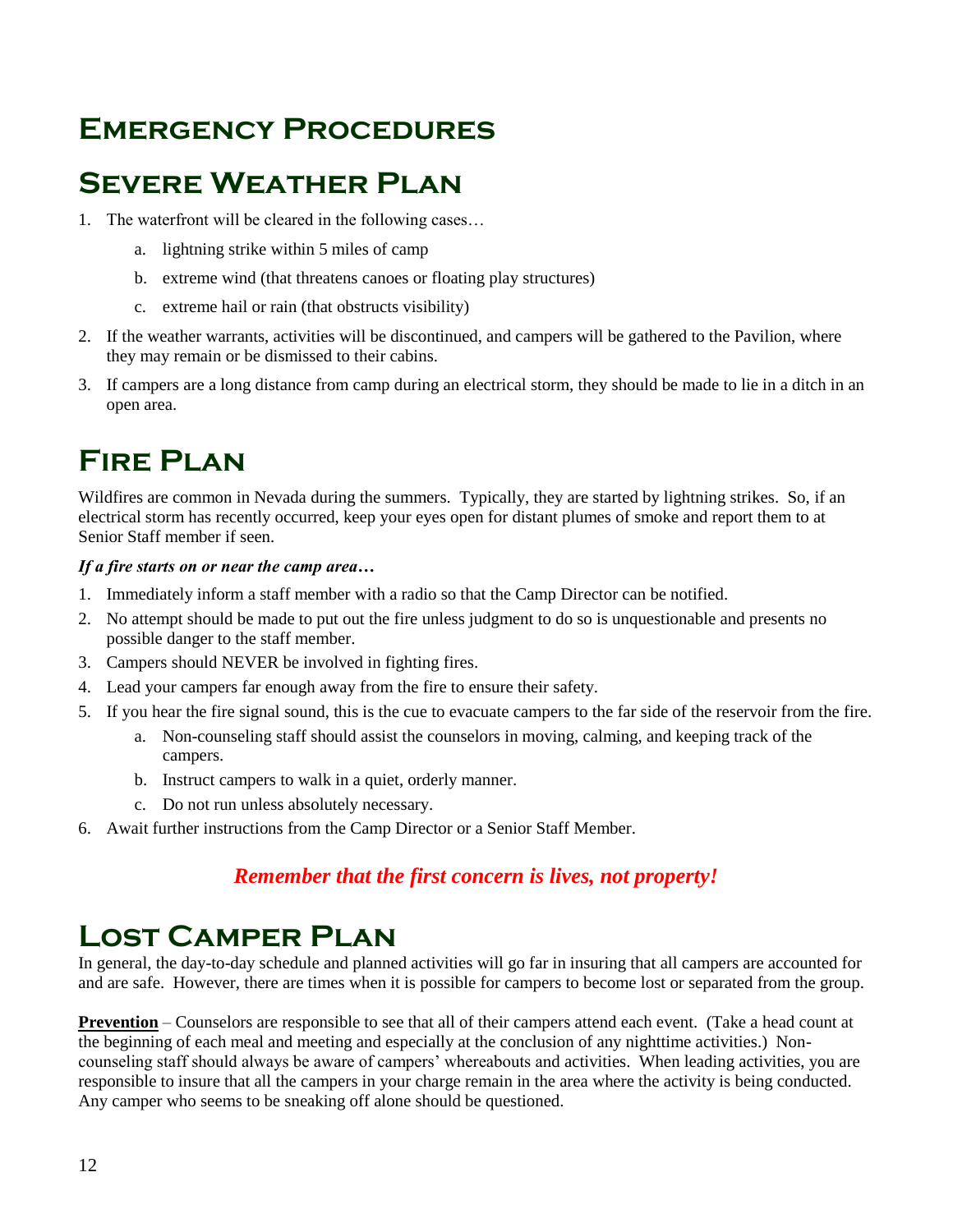# Emergency Procedures

## Severe Weather Plan

1. The waterfront will be cleared in the following cases…
   a. lightning strike within 5 miles of camp
   b. extreme wind (that threatens canoes or floating play structures)
   c. extreme hail or rain (that obstructs visibility)
2. If the weather warrants, activities will be discontinued, and campers will be gathered to the Pavilion, where they may remain or be dismissed to their cabins.
3. If campers are a long distance from camp during an electrical storm, they should be made to lie in a ditch in an open area.

## Fire Plan

Wildfires are common in Nevada during the summers. Typically, they are started by lightning strikes. So, if an electrical storm has recently occurred, keep your eyes open for distant plumes of smoke and report them to at Senior Staff member if seen.

***If a fire starts on or near the camp area…***

1. Immediately inform a staff member with a radio so that the Camp Director can be notified.
2. No attempt should be made to put out the fire unless judgment to do so is unquestionable and presents no possible danger to the staff member.
3. Campers should NEVER be involved in fighting fires.
4. Lead your campers far enough away from the fire to ensure their safety.
5. If you hear the fire signal sound, this is the cue to evacuate campers to the far side of the reservoir from the fire.
   a. Non-counseling staff should assist the counselors in moving, calming, and keeping track of the campers.
   b. Instruct campers to walk in a quiet, orderly manner.
   c. Do not run unless absolutely necessary.
6. Await further instructions from the Camp Director or a Senior Staff Member.

***Remember that the first concern is lives, not property!***

## Lost Camper Plan

In general, the day-to-day schedule and planned activities will go far in insuring that all campers are accounted for and are safe. However, there are times when it is possible for campers to become lost or separated from the group.

**Prevention** – Counselors are responsible to see that all of their campers attend each event. (Take a head count at the beginning of each meal and meeting and especially at the conclusion of any nighttime activities.) Non-counseling staff should always be aware of campers' whereabouts and activities. When leading activities, you are responsible to insure that all the campers in your charge remain in the area where the activity is being conducted. Any camper who seems to be sneaking off alone should be questioned.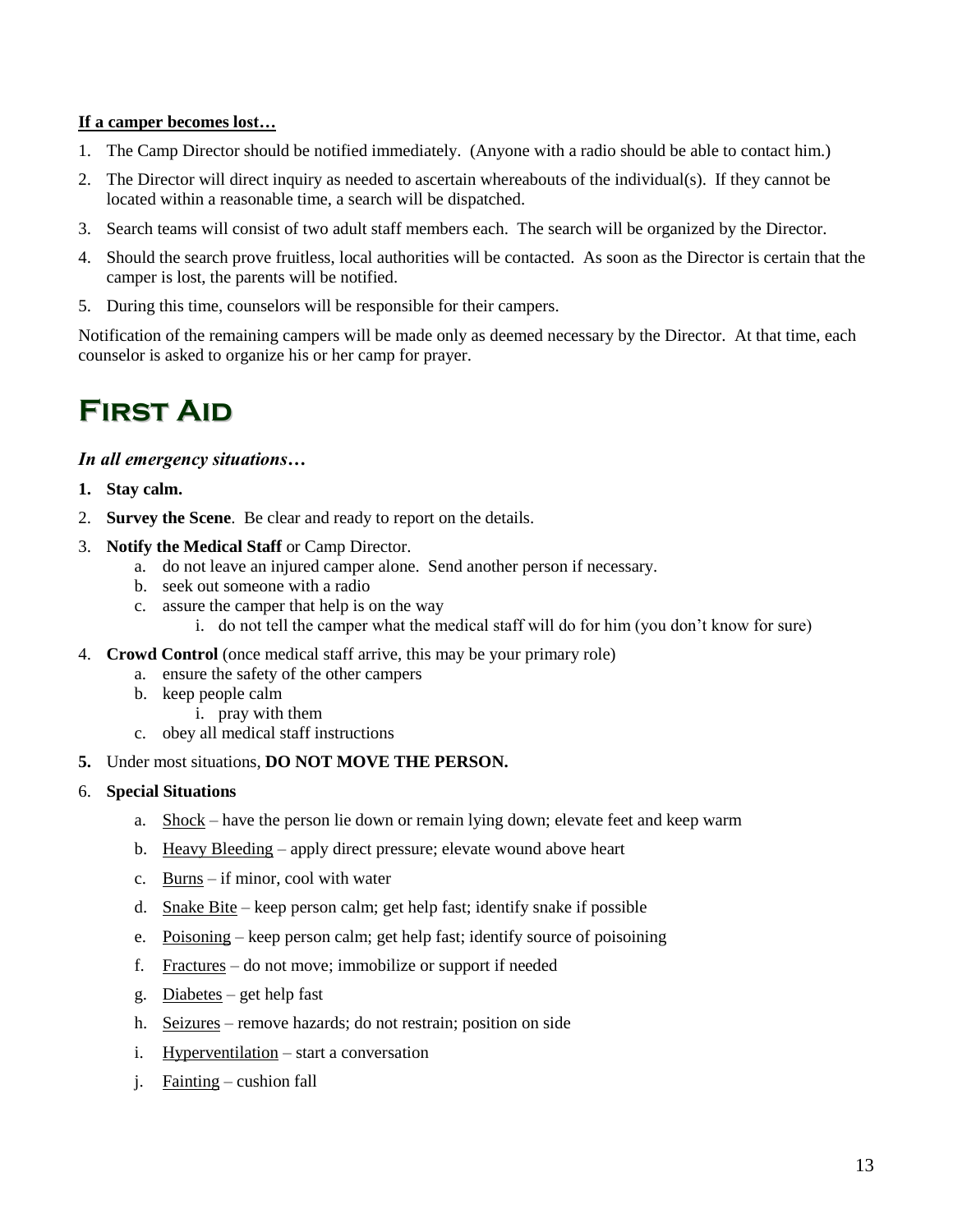**If a camper becomes lost…**

1. The Camp Director should be notified immediately. (Anyone with a radio should be able to contact him.)
2. The Director will direct inquiry as needed to ascertain whereabouts of the individual(s). If they cannot be located within a reasonable time, a search will be dispatched.
3. Search teams will consist of two adult staff members each. The search will be organized by the Director.
4. Should the search prove fruitless, local authorities will be contacted. As soon as the Director is certain that the camper is lost, the parents will be notified.
5. During this time, counselors will be responsible for their campers.

Notification of the remaining campers will be made only as deemed necessary by the Director. At that time, each counselor is asked to organize his or her camp for prayer.

# First Aid

### *In all emergency situations…*

1. **Stay calm.**
2. **Survey the Scene**. Be clear and ready to report on the details.
3. **Notify the Medical Staff** or Camp Director.
    a. do not leave an injured camper alone. Send another person if necessary.
    b. seek out someone with a radio
    c. assure the camper that help is on the way
        i. do not tell the camper what the medical staff will do for him (you don't know for sure)
4. **Crowd Control** (once medical staff arrive, this may be your primary role)
    a. ensure the safety of the other campers
    b. keep people calm
        i. pray with them
    c. obey all medical staff instructions
5. Under most situations, **DO NOT MOVE THE PERSON.**
6. **Special Situations**
    a. Shock – have the person lie down or remain lying down; elevate feet and keep warm
    b. Heavy Bleeding – apply direct pressure; elevate wound above heart
    c. Burns – if minor, cool with water
    d. Snake Bite – keep person calm; get help fast; identify snake if possible
    e. Poisoning – keep person calm; get help fast; identify source of poisoining
    f. Fractures – do not move; immobilize or support if needed
    g. Diabetes – get help fast
    h. Seizures – remove hazards; do not restrain; position on side
    i. Hyperventilation – start a conversation
    j. Fainting – cushion fall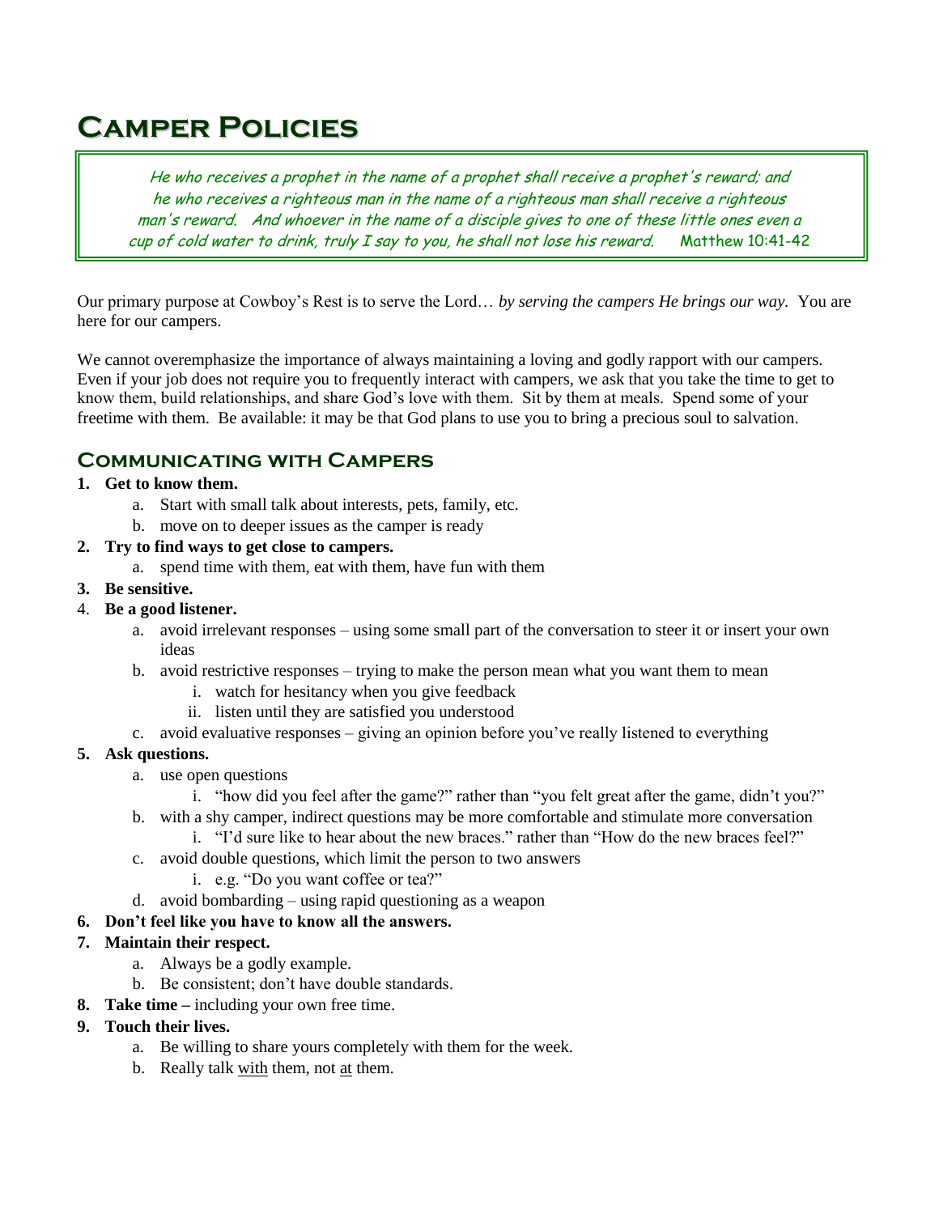# Camper Policies

> *He who receives a prophet in the name of a prophet shall receive a prophet's reward; and he who receives a righteous man in the name of a righteous man shall receive a righteous man's reward. And whoever in the name of a disciple gives to one of these little ones even a cup of cold water to drink, truly I say to you, he shall not lose his reward.* Matthew 10:41-42

Our primary purpose at Cowboy's Rest is to serve the Lord… *by serving the campers He brings our way.* You are here for our campers.

We cannot overemphasize the importance of always maintaining a loving and godly rapport with our campers. Even if your job does not require you to frequently interact with campers, we ask that you take the time to get to know them, build relationships, and share God's love with them. Sit by them at meals. Spend some of your freetime with them. Be available: it may be that God plans to use you to bring a precious soul to salvation.

## Communicating with Campers

1. **Get to know them.**
   a. Start with small talk about interests, pets, family, etc.
   b. move on to deeper issues as the camper is ready
2. **Try to find ways to get close to campers.**
   a. spend time with them, eat with them, have fun with them
3. **Be sensitive.**
4. **Be a good listener.**
   a. avoid irrelevant responses – using some small part of the conversation to steer it or insert your own ideas
   b. avoid restrictive responses – trying to make the person mean what you want them to mean
      i. watch for hesitancy when you give feedback
      ii. listen until they are satisfied you understood
   c. avoid evaluative responses – giving an opinion before you've really listened to everything
5. **Ask questions.**
   a. use open questions
      i. "how did you feel after the game?" rather than "you felt great after the game, didn't you?"
   b. with a shy camper, indirect questions may be more comfortable and stimulate more conversation
      i. "I'd sure like to hear about the new braces." rather than "How do the new braces feel?"
   c. avoid double questions, which limit the person to two answers
      i. e.g. "Do you want coffee or tea?"
   d. avoid bombarding – using rapid questioning as a weapon
6. **Don't feel like you have to know all the answers.**
7. **Maintain their respect.**
   a. Always be a godly example.
   b. Be consistent; don't have double standards.
8. **Take time –** including your own free time.
9. **Touch their lives.**
   a. Be willing to share yours completely with them for the week.
   b. Really talk with them, not at them.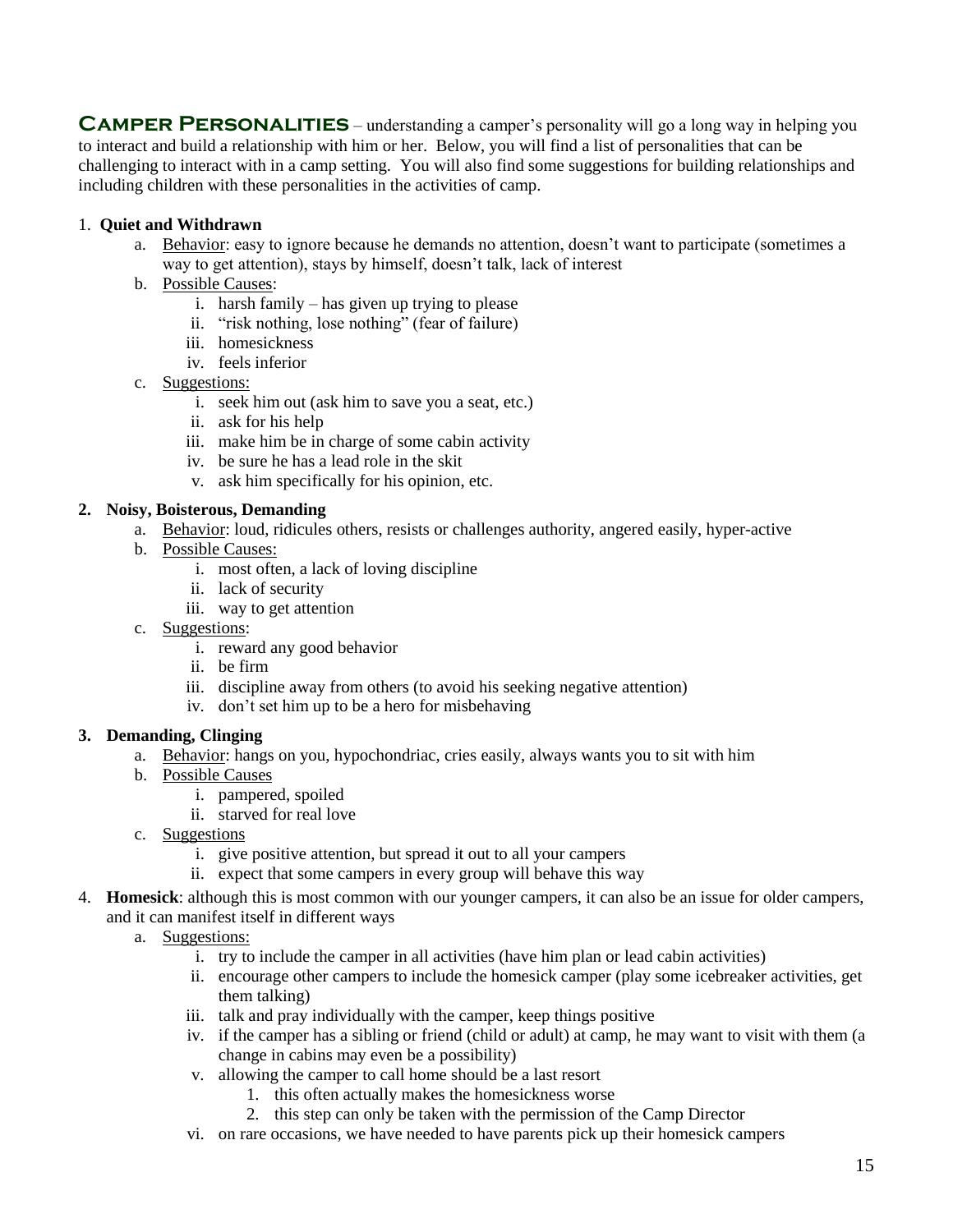**Camper Personalities** – understanding a camper's personality will go a long way in helping you to interact and build a relationship with him or her. Below, you will find a list of personalities that can be challenging to interact with in a camp setting. You will also find some suggestions for building relationships and including children with these personalities in the activities of camp.

1. **Quiet and Withdrawn**
    a. Behavior: easy to ignore because he demands no attention, doesn't want to participate (sometimes a way to get attention), stays by himself, doesn't talk, lack of interest
    b. Possible Causes:
        i. harsh family – has given up trying to please
        ii. "risk nothing, lose nothing" (fear of failure)
        iii. homesickness
        iv. feels inferior
    c. Suggestions:
        i. seek him out (ask him to save you a seat, etc.)
        ii. ask for his help
        iii. make him be in charge of some cabin activity
        iv. be sure he has a lead role in the skit
        v. ask him specifically for his opinion, etc.

2. **Noisy, Boisterous, Demanding**
    a. Behavior: loud, ridicules others, resists or challenges authority, angered easily, hyper-active
    b. Possible Causes:
        i. most often, a lack of loving discipline
        ii. lack of security
        iii. way to get attention
    c. Suggestions:
        i. reward any good behavior
        ii. be firm
        iii. discipline away from others (to avoid his seeking negative attention)
        iv. don't set him up to be a hero for misbehaving

3. **Demanding, Clinging**
    a. Behavior: hangs on you, hypochondriac, cries easily, always wants you to sit with him
    b. Possible Causes
        i. pampered, spoiled
        ii. starved for real love
    c. Suggestions
        i. give positive attention, but spread it out to all your campers
        ii. expect that some campers in every group will behave this way

4. **Homesick**: although this is most common with our younger campers, it can also be an issue for older campers, and it can manifest itself in different ways
    a. Suggestions:
        i. try to include the camper in all activities (have him plan or lead cabin activities)
        ii. encourage other campers to include the homesick camper (play some icebreaker activities, get them talking)
        iii. talk and pray individually with the camper, keep things positive
        iv. if the camper has a sibling or friend (child or adult) at camp, he may want to visit with them (a change in cabins may even be a possibility)
        v. allowing the camper to call home should be a last resort
            1. this often actually makes the homesickness worse
            2. this step can only be taken with the permission of the Camp Director
        vi. on rare occasions, we have needed to have parents pick up their homesick campers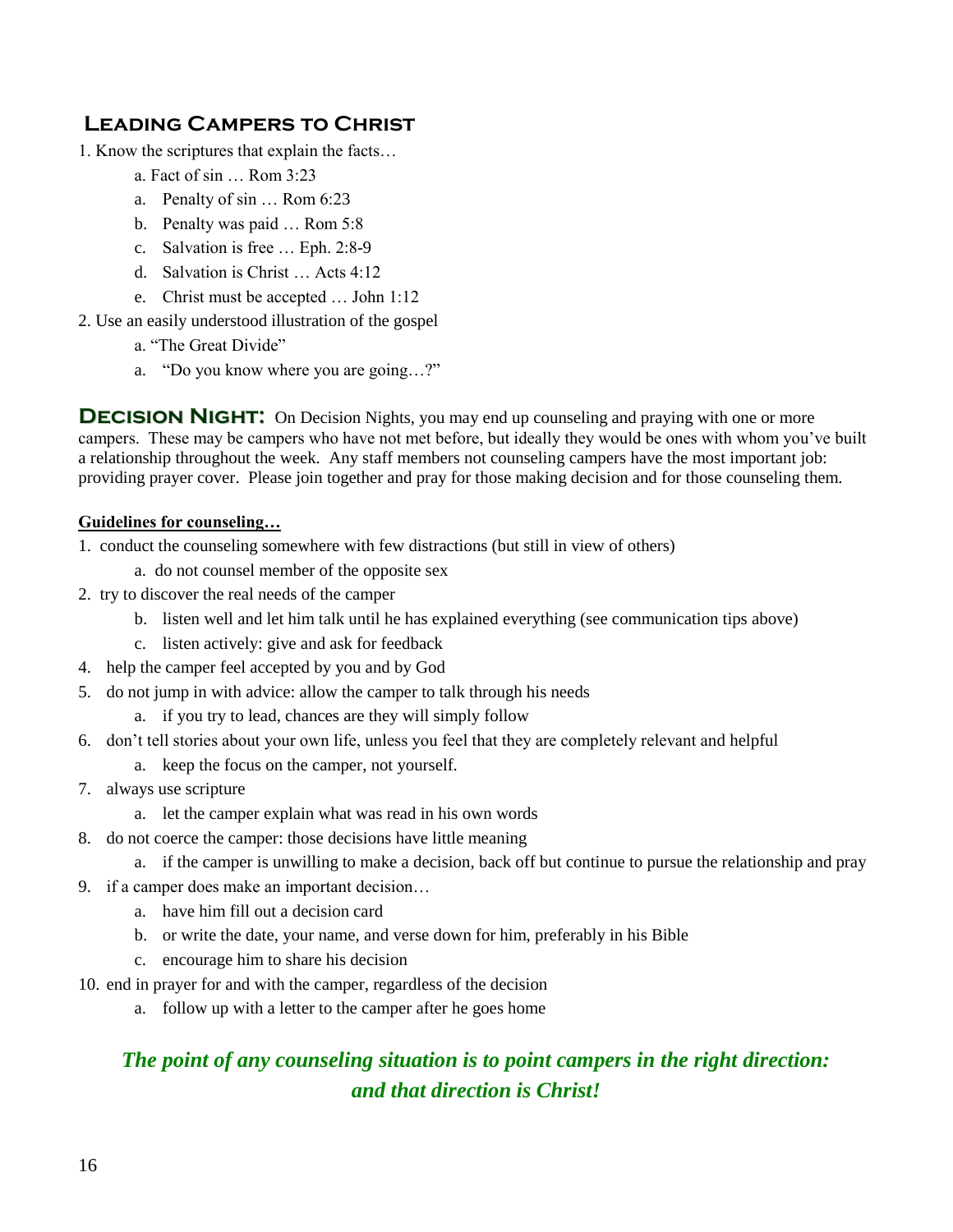## Leading Campers to Christ

1. Know the scriptures that explain the facts…
   - a. Fact of sin … Rom 3:23
   - a. Penalty of sin … Rom 6:23
   - b. Penalty was paid … Rom 5:8
   - c. Salvation is free … Eph. 2:8-9
   - d. Salvation is Christ … Acts 4:12
   - e. Christ must be accepted … John 1:12
2. Use an easily understood illustration of the gospel
   - a. "The Great Divide"
   - a. "Do you know where you are going…?"

**Decision Night:** On Decision Nights, you may end up counseling and praying with one or more campers. These may be campers who have not met before, but ideally they would be ones with whom you've built a relationship throughout the week. Any staff members not counseling campers have the most important job: providing prayer cover. Please join together and pray for those making decision and for those counseling them.

**Guidelines for counseling…**

1. conduct the counseling somewhere with few distractions (but still in view of others)
   - a. do not counsel member of the opposite sex
2. try to discover the real needs of the camper
   - b. listen well and let him talk until he has explained everything (see communication tips above)
   - c. listen actively: give and ask for feedback
4. help the camper feel accepted by you and by God
5. do not jump in with advice: allow the camper to talk through his needs
   - a. if you try to lead, chances are they will simply follow
6. don't tell stories about your own life, unless you feel that they are completely relevant and helpful
   - a. keep the focus on the camper, not yourself.
7. always use scripture
   - a. let the camper explain what was read in his own words
8. do not coerce the camper: those decisions have little meaning
   - a. if the camper is unwilling to make a decision, back off but continue to pursue the relationship and pray
9. if a camper does make an important decision…
   - a. have him fill out a decision card
   - b. or write the date, your name, and verse down for him, preferably in his Bible
   - c. encourage him to share his decision
10. end in prayer for and with the camper, regardless of the decision
    - a. follow up with a letter to the camper after he goes home

***The point of any counseling situation is to point campers in the right direction: and that direction is Christ!***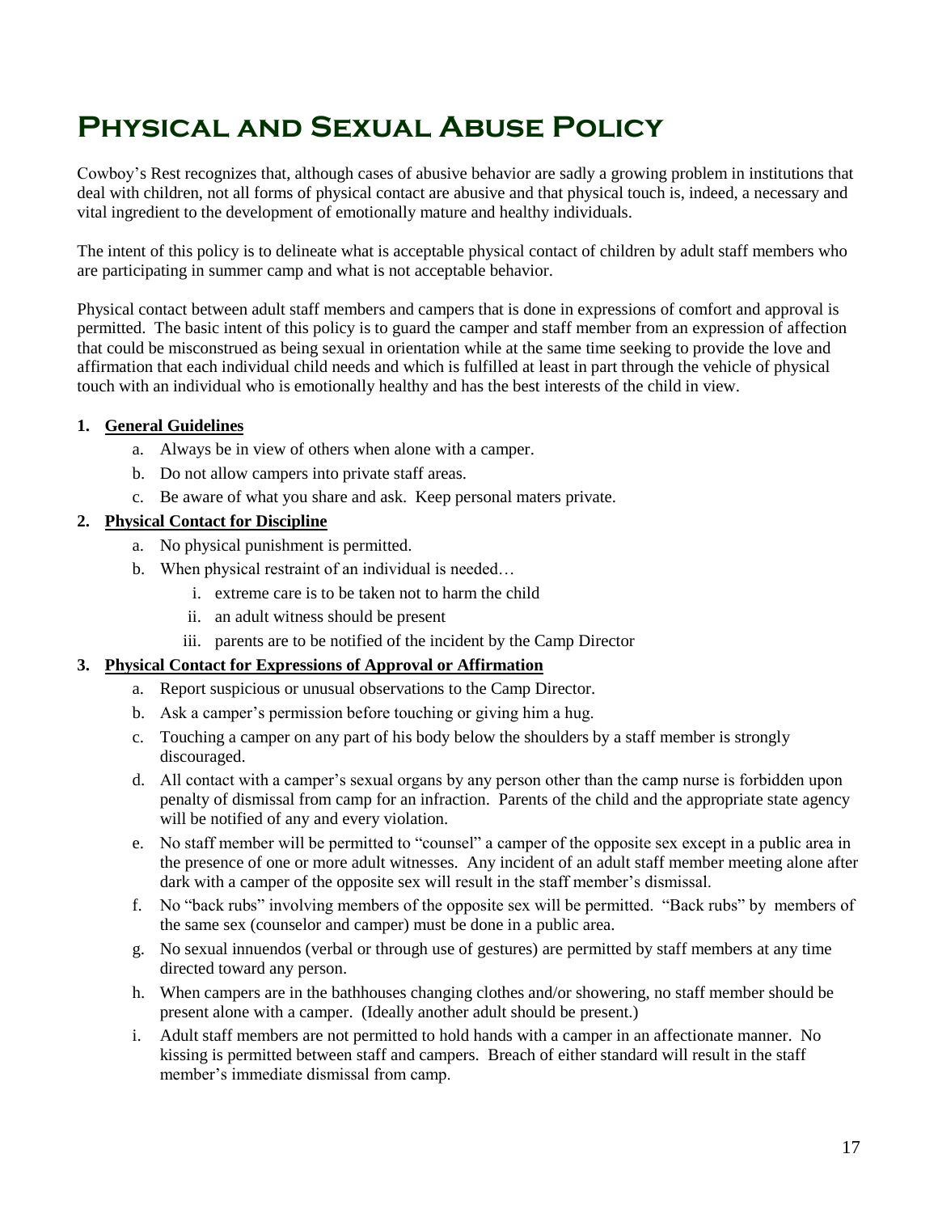# Physical and Sexual Abuse Policy

Cowboy's Rest recognizes that, although cases of abusive behavior are sadly a growing problem in institutions that deal with children, not all forms of physical contact are abusive and that physical touch is, indeed, a necessary and vital ingredient to the development of emotionally mature and healthy individuals.

The intent of this policy is to delineate what is acceptable physical contact of children by adult staff members who are participating in summer camp and what is not acceptable behavior.

Physical contact between adult staff members and campers that is done in expressions of comfort and approval is permitted. The basic intent of this policy is to guard the camper and staff member from an expression of affection that could be misconstrued as being sexual in orientation while at the same time seeking to provide the love and affirmation that each individual child needs and which is fulfilled at least in part through the vehicle of physical touch with an individual who is emotionally healthy and has the best interests of the child in view.

1. **General Guidelines**
   a. Always be in view of others when alone with a camper.
   b. Do not allow campers into private staff areas.
   c. Be aware of what you share and ask. Keep personal maters private.

2. **Physical Contact for Discipline**
   a. No physical punishment is permitted.
   b. When physical restraint of an individual is needed…
      i. extreme care is to be taken not to harm the child
      ii. an adult witness should be present
      iii. parents are to be notified of the incident by the Camp Director

3. **Physical Contact for Expressions of Approval or Affirmation**
   a. Report suspicious or unusual observations to the Camp Director.
   b. Ask a camper's permission before touching or giving him a hug.
   c. Touching a camper on any part of his body below the shoulders by a staff member is strongly discouraged.
   d. All contact with a camper's sexual organs by any person other than the camp nurse is forbidden upon penalty of dismissal from camp for an infraction. Parents of the child and the appropriate state agency will be notified of any and every violation.
   e. No staff member will be permitted to "counsel" a camper of the opposite sex except in a public area in the presence of one or more adult witnesses. Any incident of an adult staff member meeting alone after dark with a camper of the opposite sex will result in the staff member's dismissal.
   f. No "back rubs" involving members of the opposite sex will be permitted. "Back rubs" by members of the same sex (counselor and camper) must be done in a public area.
   g. No sexual innuendos (verbal or through use of gestures) are permitted by staff members at any time directed toward any person.
   h. When campers are in the bathhouses changing clothes and/or showering, no staff member should be present alone with a camper. (Ideally another adult should be present.)
   i. Adult staff members are not permitted to hold hands with a camper in an affectionate manner. No kissing is permitted between staff and campers. Breach of either standard will result in the staff member's immediate dismissal from camp.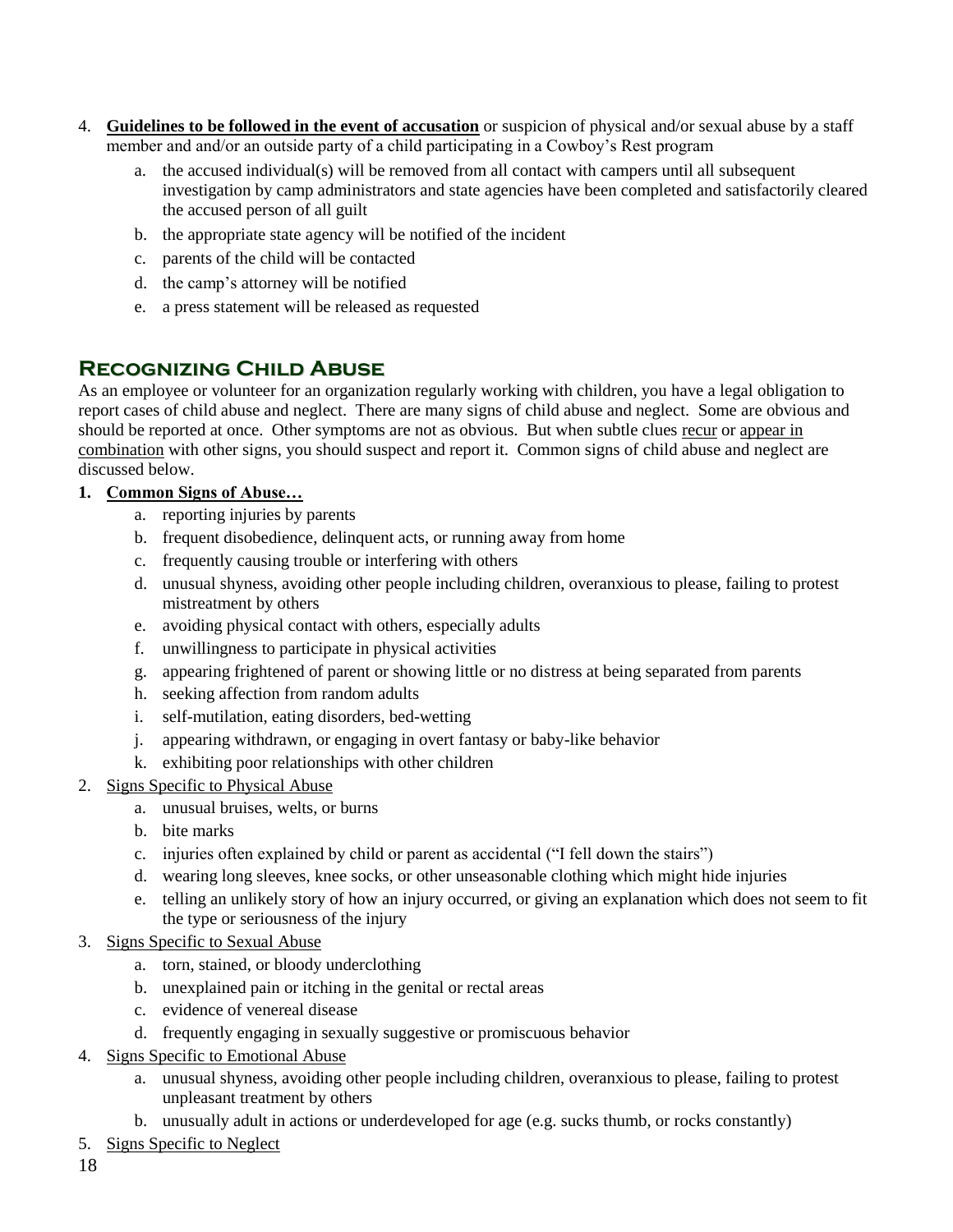4. **<u>Guidelines to be followed in the event of accusation</u>** or suspicion of physical and/or sexual abuse by a staff member and and/or an outside party of a child participating in a Cowboy's Rest program
    a. the accused individual(s) will be removed from all contact with campers until all subsequent investigation by camp administrators and state agencies have been completed and satisfactorily cleared the accused person of all guilt
    b. the appropriate state agency will be notified of the incident
    c. parents of the child will be contacted
    d. the camp's attorney will be notified
    e. a press statement will be released as requested

## Recognizing Child Abuse

As an employee or volunteer for an organization regularly working with children, you have a legal obligation to report cases of child abuse and neglect. There are many signs of child abuse and neglect. Some are obvious and should be reported at once. Other symptoms are not as obvious. But when subtle clues <u>recur</u> or <u>appear in combination</u> with other signs, you should suspect and report it. Common signs of child abuse and neglect are discussed below.

1. **<u>Common Signs of Abuse…</u>**
    a. reporting injuries by parents
    b. frequent disobedience, delinquent acts, or running away from home
    c. frequently causing trouble or interfering with others
    d. unusual shyness, avoiding other people including children, overanxious to please, failing to protest mistreatment by others
    e. avoiding physical contact with others, especially adults
    f. unwillingness to participate in physical activities
    g. appearing frightened of parent or showing little or no distress at being separated from parents
    h. seeking affection from random adults
    i. self-mutilation, eating disorders, bed-wetting
    j. appearing withdrawn, or engaging in overt fantasy or baby-like behavior
    k. exhibiting poor relationships with other children
2. <u>Signs Specific to Physical Abuse</u>
    a. unusual bruises, welts, or burns
    b. bite marks
    c. injuries often explained by child or parent as accidental ("I fell down the stairs")
    d. wearing long sleeves, knee socks, or other unseasonable clothing which might hide injuries
    e. telling an unlikely story of how an injury occurred, or giving an explanation which does not seem to fit the type or seriousness of the injury
3. <u>Signs Specific to Sexual Abuse</u>
    a. torn, stained, or bloody underclothing
    b. unexplained pain or itching in the genital or rectal areas
    c. evidence of venereal disease
    d. frequently engaging in sexually suggestive or promiscuous behavior
4. <u>Signs Specific to Emotional Abuse</u>
    a. unusual shyness, avoiding other people including children, overanxious to please, failing to protest unpleasant treatment by others
    b. unusually adult in actions or underdeveloped for age (e.g. sucks thumb, or rocks constantly)
5. <u>Signs Specific to Neglect</u>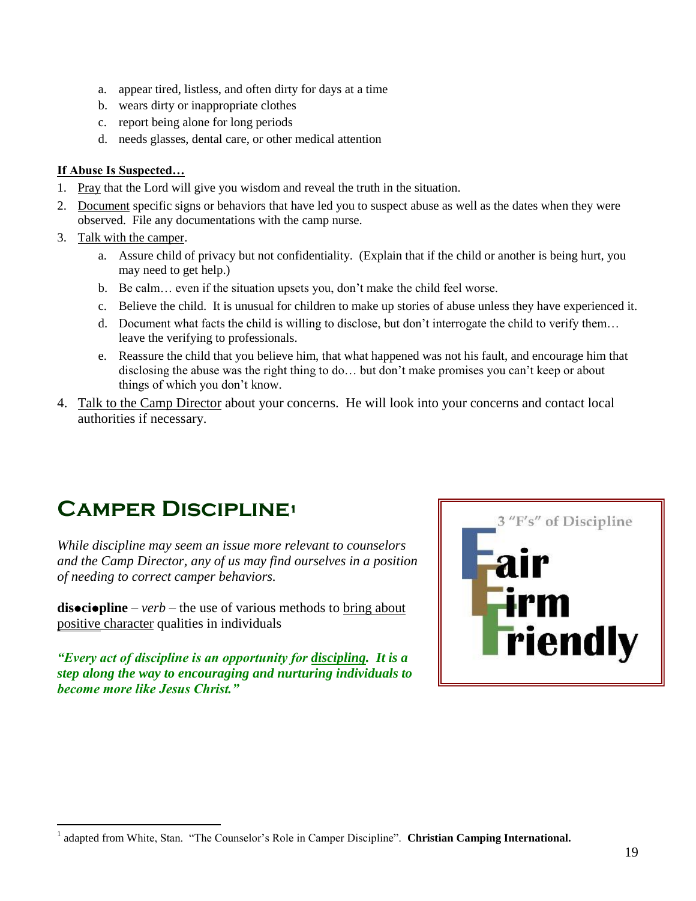a. appear tired, listless, and often dirty for days at a time
b. wears dirty or inappropriate clothes
c. report being alone for long periods
d. needs glasses, dental care, or other medical attention

**If Abuse Is Suspected…**

1. Pray that the Lord will give you wisdom and reveal the truth in the situation.
2. Document specific signs or behaviors that have led you to suspect abuse as well as the dates when they were observed. File any documentations with the camp nurse.
3. Talk with the camper.
   a. Assure child of privacy but not confidentiality. (Explain that if the child or another is being hurt, you may need to get help.)
   b. Be calm… even if the situation upsets you, don't make the child feel worse.
   c. Believe the child. It is unusual for children to make up stories of abuse unless they have experienced it.
   d. Document what facts the child is willing to disclose, but don't interrogate the child to verify them… leave the verifying to professionals.
   e. Reassure the child that you believe him, that what happened was not his fault, and encourage him that disclosing the abuse was the right thing to do… but don't make promises you can't keep or about things of which you don't know.
4. Talk to the Camp Director about your concerns. He will look into your concerns and contact local authorities if necessary.

# Camper Discipline[1]

*While discipline may seem an issue more relevant to counselors and the Camp Director, any of us may find ourselves in a position of needing to correct camper behaviors.*

**dis•ci•pline** – *verb* – the use of various methods to bring about positive character qualities in individuals

***"Every act of discipline is an opportunity for discipling. It is a step along the way to encouraging and nurturing individuals to become more like Jesus Christ."***

3 "F's" of Discipline

**Fair**
**Firm**
**Friendly**

[1] adapted from White, Stan. "The Counselor's Role in Camper Discipline". **Christian Camping International.**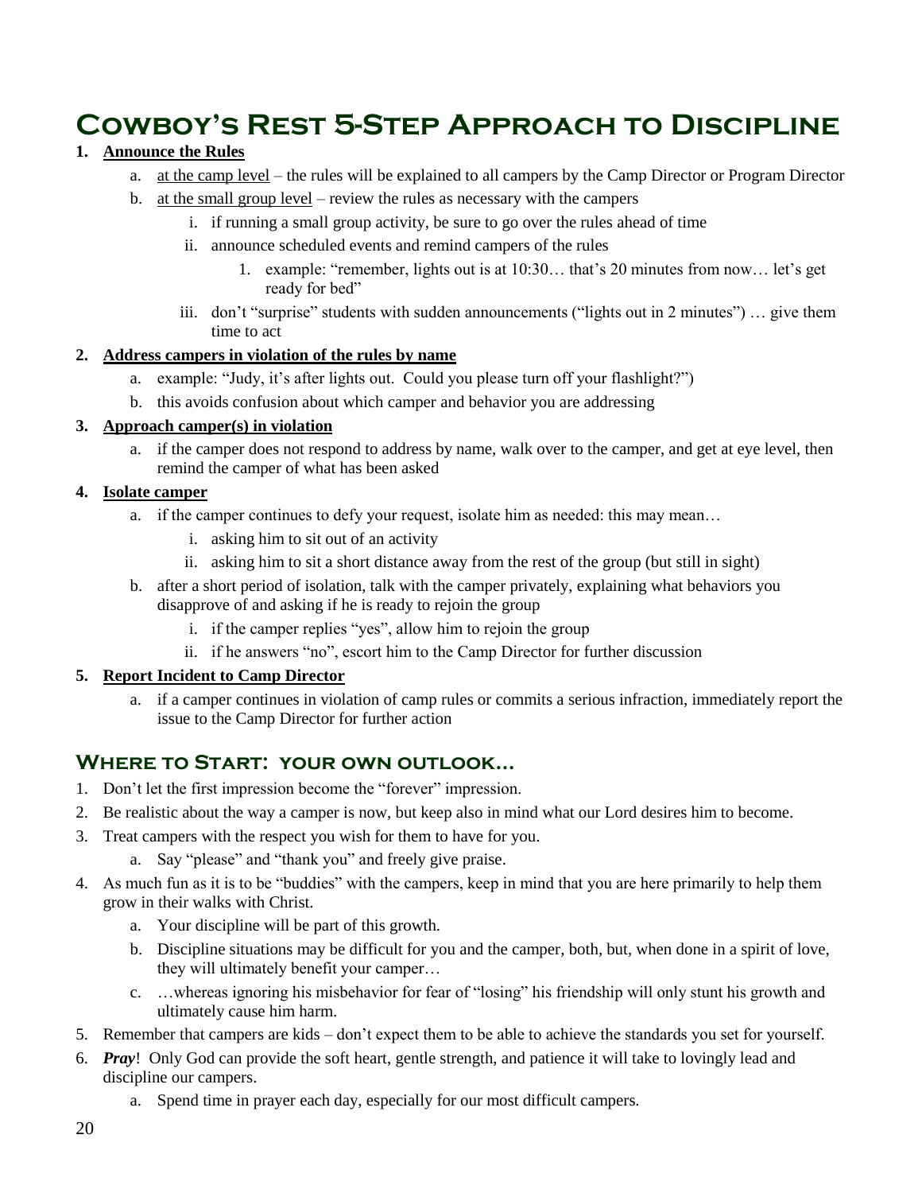# Cowboy's Rest 5-Step Approach to Discipline

1. **Announce the Rules**
    a. at the camp level – the rules will be explained to all campers by the Camp Director or Program Director
    b. at the small group level – review the rules as necessary with the campers
        i. if running a small group activity, be sure to go over the rules ahead of time
        ii. announce scheduled events and remind campers of the rules
            1. example: "remember, lights out is at 10:30… that's 20 minutes from now… let's get ready for bed"
        iii. don't "surprise" students with sudden announcements ("lights out in 2 minutes") … give them time to act

2. **Address campers in violation of the rules by name**
    a. example: "Judy, it's after lights out. Could you please turn off your flashlight?")
    b. this avoids confusion about which camper and behavior you are addressing

3. **Approach camper(s) in violation**
    a. if the camper does not respond to address by name, walk over to the camper, and get at eye level, then remind the camper of what has been asked

4. **Isolate camper**
    a. if the camper continues to defy your request, isolate him as needed: this may mean…
        i. asking him to sit out of an activity
        ii. asking him to sit a short distance away from the rest of the group (but still in sight)
    b. after a short period of isolation, talk with the camper privately, explaining what behaviors you disapprove of and asking if he is ready to rejoin the group
        i. if the camper replies "yes", allow him to rejoin the group
        ii. if he answers "no", escort him to the Camp Director for further discussion

5. **Report Incident to Camp Director**
    a. if a camper continues in violation of camp rules or commits a serious infraction, immediately report the issue to the Camp Director for further action

## Where to Start: your own outlook…

1. Don't let the first impression become the "forever" impression.
2. Be realistic about the way a camper is now, but keep also in mind what our Lord desires him to become.
3. Treat campers with the respect you wish for them to have for you.
    a. Say "please" and "thank you" and freely give praise.
4. As much fun as it is to be "buddies" with the campers, keep in mind that you are here primarily to help them grow in their walks with Christ.
    a. Your discipline will be part of this growth.
    b. Discipline situations may be difficult for you and the camper, both, but, when done in a spirit of love, they will ultimately benefit your camper…
    c. …whereas ignoring his misbehavior for fear of "losing" his friendship will only stunt his growth and ultimately cause him harm.
5. Remember that campers are kids – don't expect them to be able to achieve the standards you set for yourself.
6. ***Pray***! Only God can provide the soft heart, gentle strength, and patience it will take to lovingly lead and discipline our campers.
    a. Spend time in prayer each day, especially for our most difficult campers.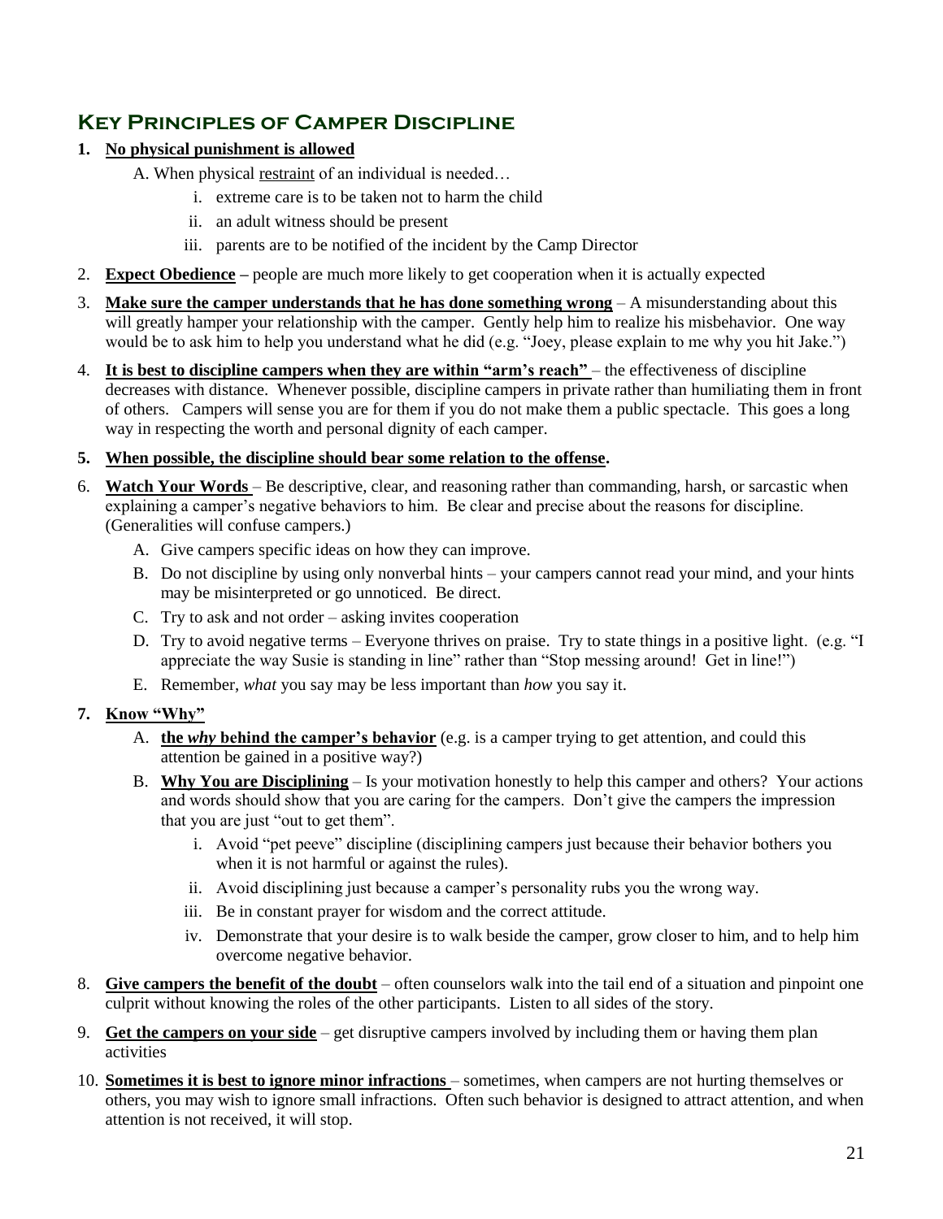## Key Principles of Camper Discipline

1. **No physical punishment is allowed**
   - A. When physical restraint of an individual is needed…
     - i. extreme care is to be taken not to harm the child
     - ii. an adult witness should be present
     - iii. parents are to be notified of the incident by the Camp Director
2. **Expect Obedience** – people are much more likely to get cooperation when it is actually expected
3. **Make sure the camper understands that he has done something wrong** – A misunderstanding about this will greatly hamper your relationship with the camper. Gently help him to realize his misbehavior. One way would be to ask him to help you understand what he did (e.g. "Joey, please explain to me why you hit Jake.")
4. **It is best to discipline campers when they are within "arm's reach"** – the effectiveness of discipline decreases with distance. Whenever possible, discipline campers in private rather than humiliating them in front of others. Campers will sense you are for them if you do not make them a public spectacle. This goes a long way in respecting the worth and personal dignity of each camper.
5. **When possible, the discipline should bear some relation to the offense.**
6. **Watch Your Words** – Be descriptive, clear, and reasoning rather than commanding, harsh, or sarcastic when explaining a camper's negative behaviors to him. Be clear and precise about the reasons for discipline. (Generalities will confuse campers.)
   - A. Give campers specific ideas on how they can improve.
   - B. Do not discipline by using only nonverbal hints – your campers cannot read your mind, and your hints may be misinterpreted or go unnoticed. Be direct.
   - C. Try to ask and not order – asking invites cooperation
   - D. Try to avoid negative terms – Everyone thrives on praise. Try to state things in a positive light. (e.g. "I appreciate the way Susie is standing in line" rather than "Stop messing around! Get in line!")
   - E. Remember, *what* you say may be less important than *how* you say it.
7. **Know "Why"**
   - A. **the *why* behind the camper's behavior** (e.g. is a camper trying to get attention, and could this attention be gained in a positive way?)
   - B. **Why You are Disciplining** – Is your motivation honestly to help this camper and others? Your actions and words should show that you are caring for the campers. Don't give the campers the impression that you are just "out to get them".
     - i. Avoid "pet peeve" discipline (disciplining campers just because their behavior bothers you when it is not harmful or against the rules).
     - ii. Avoid disciplining just because a camper's personality rubs you the wrong way.
     - iii. Be in constant prayer for wisdom and the correct attitude.
     - iv. Demonstrate that your desire is to walk beside the camper, grow closer to him, and to help him overcome negative behavior.
8. **Give campers the benefit of the doubt** – often counselors walk into the tail end of a situation and pinpoint one culprit without knowing the roles of the other participants. Listen to all sides of the story.
9. **Get the campers on your side** – get disruptive campers involved by including them or having them plan activities
10. **Sometimes it is best to ignore minor infractions** – sometimes, when campers are not hurting themselves or others, you may wish to ignore small infractions. Often such behavior is designed to attract attention, and when attention is not received, it will stop.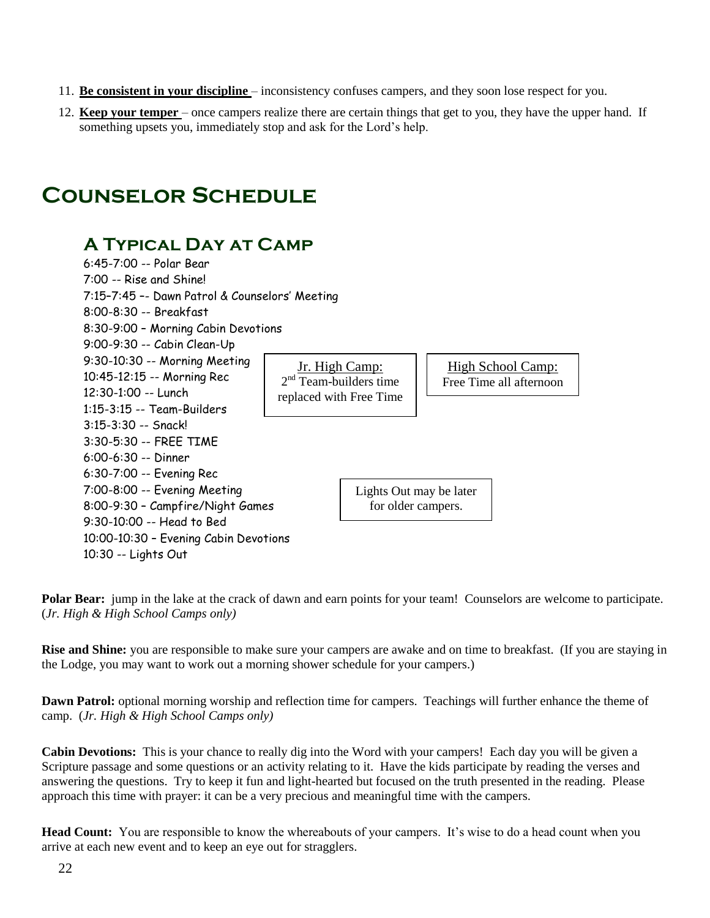11. **Be consistent in your discipline** – inconsistency confuses campers, and they soon lose respect for you.
12. **Keep your temper** – once campers realize there are certain things that get to you, they have the upper hand. If something upsets you, immediately stop and ask for the Lord's help.

# Counselor Schedule

## A Typical Day at Camp

6:45-7:00 -- Polar Bear
7:00 -- Rise and Shine!
7:15–7:45 –- Dawn Patrol & Counselors' Meeting
8:00-8:30 -- Breakfast
8:30-9:00 – Morning Cabin Devotions
9:00-9:30 -- Cabin Clean-Up
9:30-10:30 -- Morning Meeting
10:45-12:15 -- Morning Rec
12:30-1:00 -- Lunch
1:15-3:15 -- Team-Builders
3:15-3:30 -- Snack!
3:30-5:30 -- FREE TIME
6:00-6:30 -- Dinner
6:30-7:00 -- Evening Rec
7:00-8:00 -- Evening Meeting
8:00-9:30 – Campfire/Night Games
9:30-10:00 -- Head to Bed
10:00-10:30 – Evening Cabin Devotions
10:30 -- Lights Out

> Jr. High Camp:
> 2nd Team-builders time replaced with Free Time

> High School Camp:
> Free Time all afternoon

> Lights Out may be later for older campers.

**Polar Bear:** jump in the lake at the crack of dawn and earn points for your team! Counselors are welcome to participate. (*Jr. High & High School Camps only)*

**Rise and Shine:** you are responsible to make sure your campers are awake and on time to breakfast. (If you are staying in the Lodge, you may want to work out a morning shower schedule for your campers.)

**Dawn Patrol:** optional morning worship and reflection time for campers. Teachings will further enhance the theme of camp. (*Jr. High & High School Camps only)*

**Cabin Devotions:** This is your chance to really dig into the Word with your campers! Each day you will be given a Scripture passage and some questions or an activity relating to it. Have the kids participate by reading the verses and answering the questions. Try to keep it fun and light-hearted but focused on the truth presented in the reading. Please approach this time with prayer: it can be a very precious and meaningful time with the campers.

**Head Count:** You are responsible to know the whereabouts of your campers. It's wise to do a head count when you arrive at each new event and to keep an eye out for stragglers.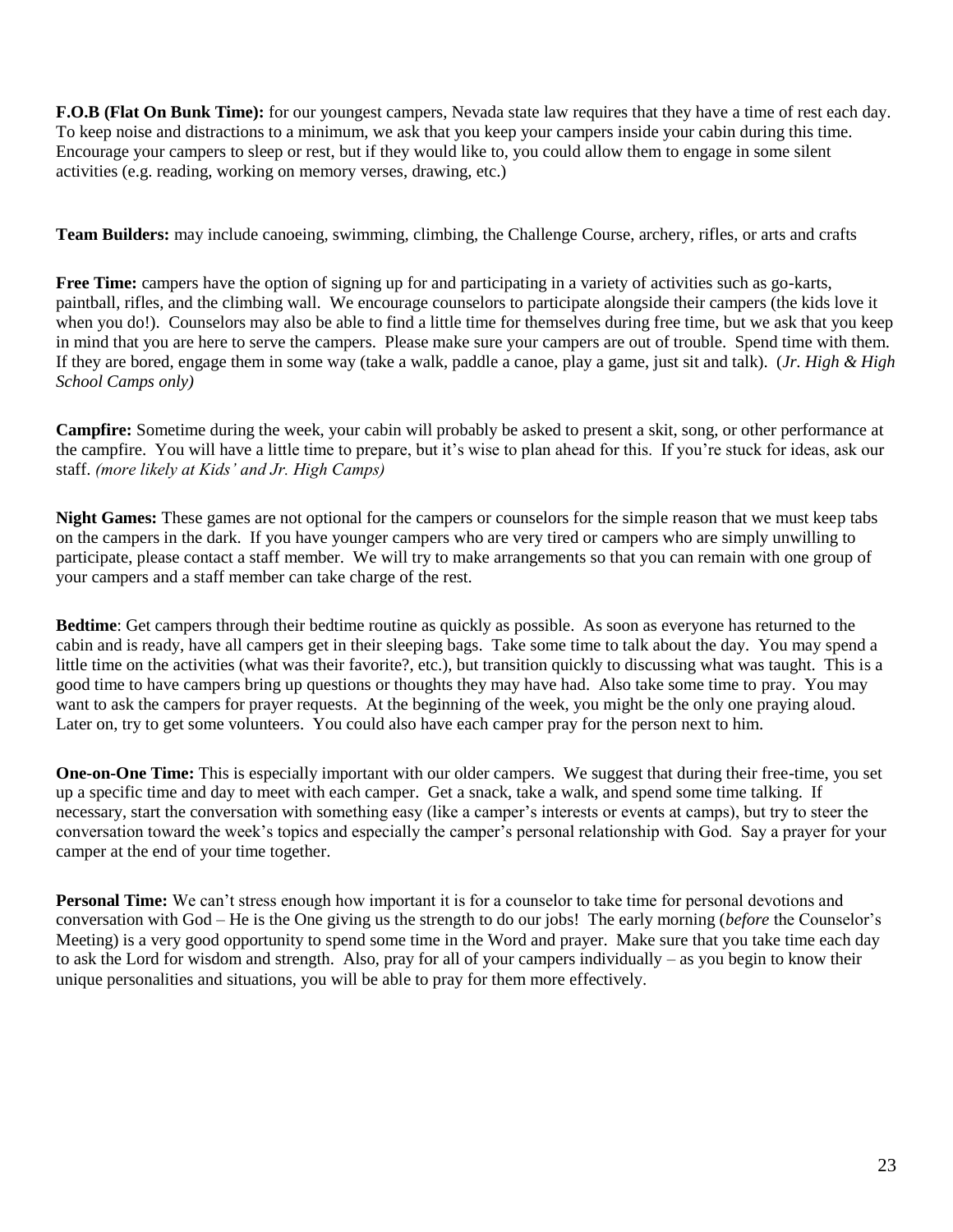**F.O.B (Flat On Bunk Time):** for our youngest campers, Nevada state law requires that they have a time of rest each day. To keep noise and distractions to a minimum, we ask that you keep your campers inside your cabin during this time. Encourage your campers to sleep or rest, but if they would like to, you could allow them to engage in some silent activities (e.g. reading, working on memory verses, drawing, etc.)

**Team Builders:** may include canoeing, swimming, climbing, the Challenge Course, archery, rifles, or arts and crafts

**Free Time:** campers have the option of signing up for and participating in a variety of activities such as go-karts, paintball, rifles, and the climbing wall. We encourage counselors to participate alongside their campers (the kids love it when you do!). Counselors may also be able to find a little time for themselves during free time, but we ask that you keep in mind that you are here to serve the campers. Please make sure your campers are out of trouble. Spend time with them. If they are bored, engage them in some way (take a walk, paddle a canoe, play a game, just sit and talk). (*Jr. High & High School Camps only)*

**Campfire:** Sometime during the week, your cabin will probably be asked to present a skit, song, or other performance at the campfire. You will have a little time to prepare, but it's wise to plan ahead for this. If you're stuck for ideas, ask our staff. *(more likely at Kids' and Jr. High Camps)*

**Night Games:** These games are not optional for the campers or counselors for the simple reason that we must keep tabs on the campers in the dark. If you have younger campers who are very tired or campers who are simply unwilling to participate, please contact a staff member. We will try to make arrangements so that you can remain with one group of your campers and a staff member can take charge of the rest.

**Bedtime**: Get campers through their bedtime routine as quickly as possible. As soon as everyone has returned to the cabin and is ready, have all campers get in their sleeping bags. Take some time to talk about the day. You may spend a little time on the activities (what was their favorite?, etc.), but transition quickly to discussing what was taught. This is a good time to have campers bring up questions or thoughts they may have had. Also take some time to pray. You may want to ask the campers for prayer requests. At the beginning of the week, you might be the only one praying aloud. Later on, try to get some volunteers. You could also have each camper pray for the person next to him.

**One-on-One Time:** This is especially important with our older campers. We suggest that during their free-time, you set up a specific time and day to meet with each camper. Get a snack, take a walk, and spend some time talking. If necessary, start the conversation with something easy (like a camper's interests or events at camps), but try to steer the conversation toward the week's topics and especially the camper's personal relationship with God. Say a prayer for your camper at the end of your time together.

**Personal Time:** We can't stress enough how important it is for a counselor to take time for personal devotions and conversation with God – He is the One giving us the strength to do our jobs! The early morning (*before* the Counselor's Meeting) is a very good opportunity to spend some time in the Word and prayer. Make sure that you take time each day to ask the Lord for wisdom and strength. Also, pray for all of your campers individually – as you begin to know their unique personalities and situations, you will be able to pray for them more effectively.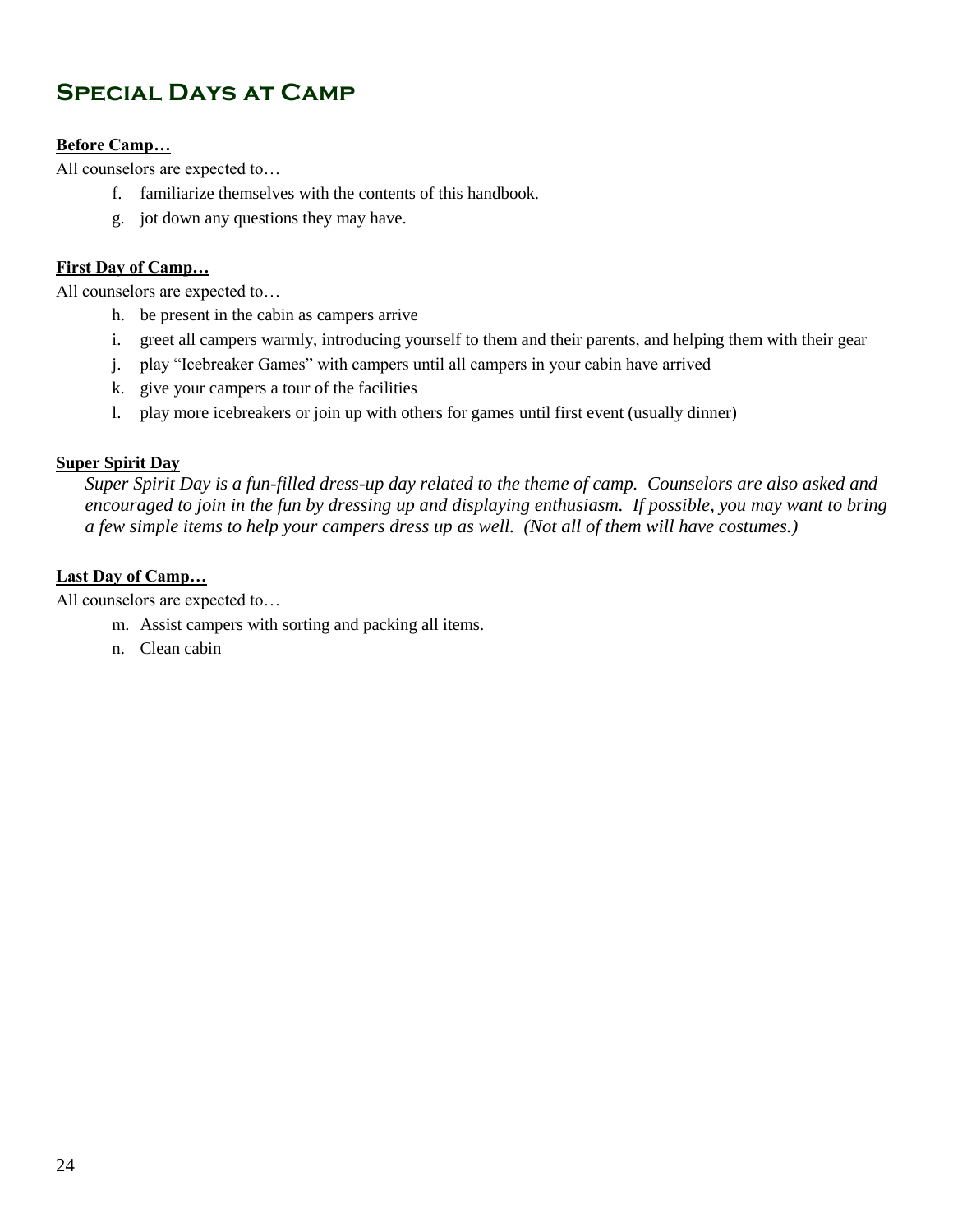## Special Days at Camp

**Before Camp…**

All counselors are expected to…

f. familiarize themselves with the contents of this handbook.
g. jot down any questions they may have.

**First Day of Camp…**

All counselors are expected to…

h. be present in the cabin as campers arrive
i. greet all campers warmly, introducing yourself to them and their parents, and helping them with their gear
j. play "Icebreaker Games" with campers until all campers in your cabin have arrived
k. give your campers a tour of the facilities
l. play more icebreakers or join up with others for games until first event (usually dinner)

**Super Spirit Day**

*Super Spirit Day is a fun-filled dress-up day related to the theme of camp. Counselors are also asked and encouraged to join in the fun by dressing up and displaying enthusiasm. If possible, you may want to bring a few simple items to help your campers dress up as well. (Not all of them will have costumes.)*

**Last Day of Camp…**

All counselors are expected to…

m. Assist campers with sorting and packing all items.
n. Clean cabin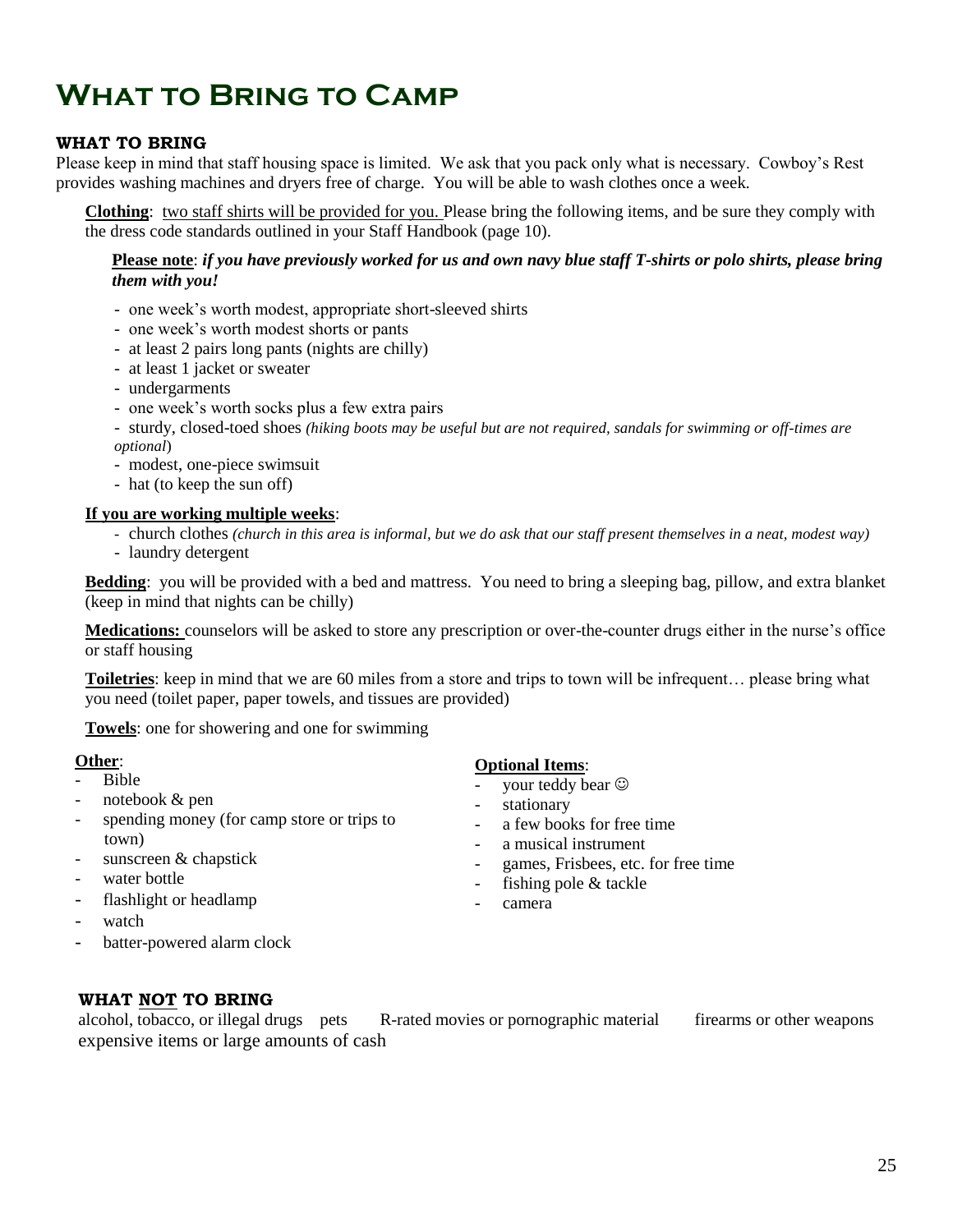# What to Bring to Camp

## WHAT TO BRING

Please keep in mind that staff housing space is limited. We ask that you pack only what is necessary. Cowboy's Rest provides washing machines and dryers free of charge. You will be able to wash clothes once a week.

**Clothing**: two staff shirts will be provided for you. Please bring the following items, and be sure they comply with the dress code standards outlined in your Staff Handbook (page 10).

**Please note**: ***if you have previously worked for us and own navy blue staff T-shirts or polo shirts, please bring them with you!***

- one week's worth modest, appropriate short-sleeved shirts
- one week's worth modest shorts or pants
- at least 2 pairs long pants (nights are chilly)
- at least 1 jacket or sweater
- undergarments
- one week's worth socks plus a few extra pairs
- sturdy, closed-toed shoes *(hiking boots may be useful but are not required, sandals for swimming or off-times are optional)*
- modest, one-piece swimsuit
- hat (to keep the sun off)

**If you are working multiple weeks**:

- church clothes *(church in this area is informal, but we do ask that our staff present themselves in a neat, modest way)*
- laundry detergent

**Bedding**: you will be provided with a bed and mattress. You need to bring a sleeping bag, pillow, and extra blanket (keep in mind that nights can be chilly)

**Medications:** counselors will be asked to store any prescription or over-the-counter drugs either in the nurse's office or staff housing

**Toiletries**: keep in mind that we are 60 miles from a store and trips to town will be infrequent… please bring what you need (toilet paper, paper towels, and tissues are provided)

**Towels**: one for showering and one for swimming

**Other**:

- Bible
- notebook & pen
- spending money (for camp store or trips to town)
- sunscreen & chapstick
- water bottle
- flashlight or headlamp
- watch
- batter-powered alarm clock

**Optional Items**:

- your teddy bear ☺
- stationary
- a few books for free time
- a musical instrument
- games, Frisbees, etc. for free time
- fishing pole & tackle
- camera

## WHAT NOT TO BRING

alcohol, tobacco, or illegal drugs    pets    R-rated movies or pornographic material    firearms or other weapons    expensive items or large amounts of cash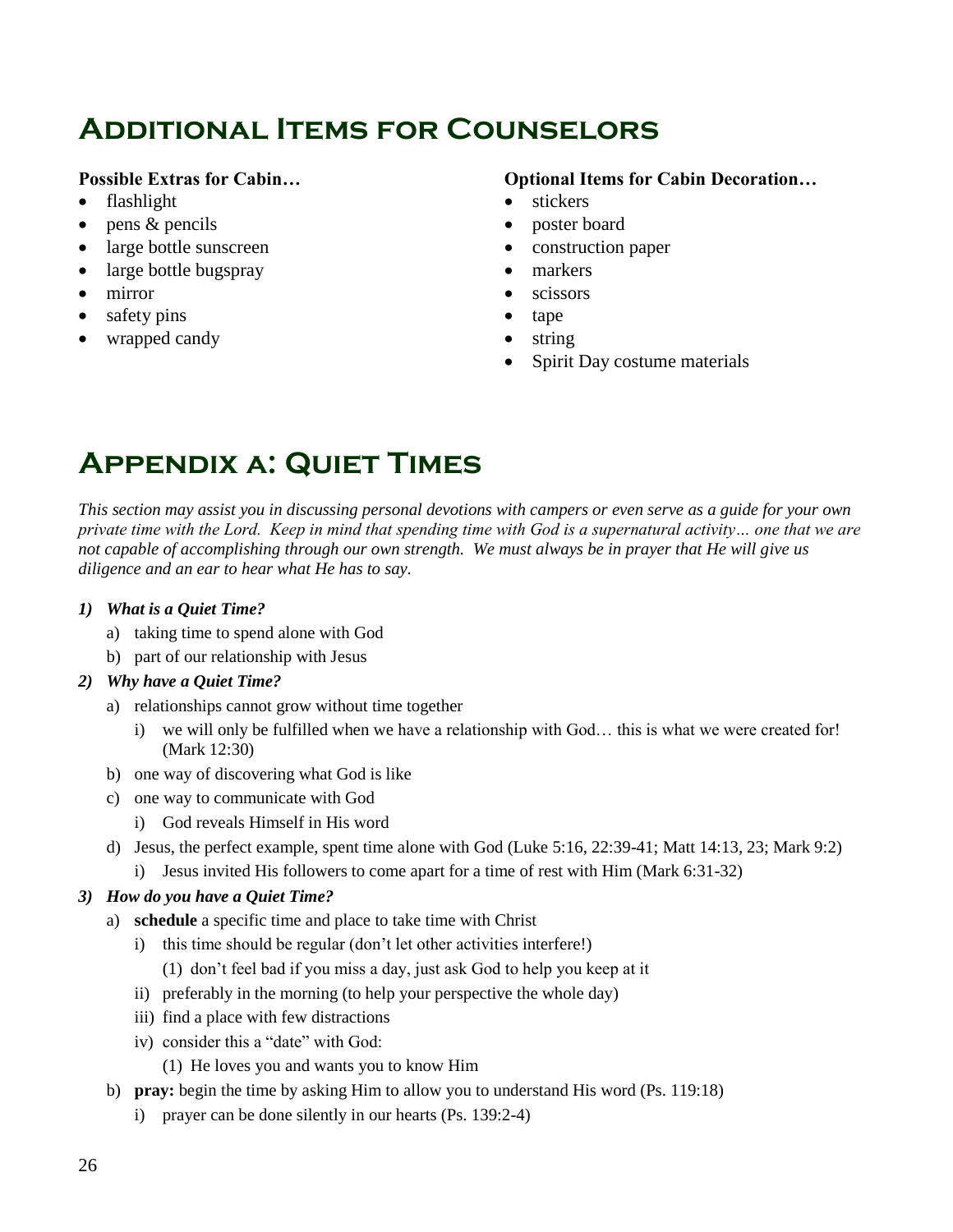# Additional Items for Counselors

**Possible Extras for Cabin…**

- flashlight
- pens & pencils
- large bottle sunscreen
- large bottle bugspray
- mirror
- safety pins
- wrapped candy

**Optional Items for Cabin Decoration…**

- stickers
- poster board
- construction paper
- markers
- scissors
- tape
- string
- Spirit Day costume materials

# Appendix a: Quiet Times

*This section may assist you in discussing personal devotions with campers or even serve as a guide for your own private time with the Lord. Keep in mind that spending time with God is a supernatural activity… one that we are not capable of accomplishing through our own strength. We must always be in prayer that He will give us diligence and an ear to hear what He has to say.*

***1) What is a Quiet Time?***

- a) taking time to spend alone with God
- b) part of our relationship with Jesus

***2) Why have a Quiet Time?***

- a) relationships cannot grow without time together
  - i) we will only be fulfilled when we have a relationship with God… this is what we were created for! (Mark 12:30)
- b) one way of discovering what God is like
- c) one way to communicate with God
  - i) God reveals Himself in His word
- d) Jesus, the perfect example, spent time alone with God (Luke 5:16, 22:39-41; Matt 14:13, 23; Mark 9:2)
  - i) Jesus invited His followers to come apart for a time of rest with Him (Mark 6:31-32)

***3) How do you have a Quiet Time?***

- a) **schedule** a specific time and place to take time with Christ
  - i) this time should be regular (don't let other activities interfere!)
    - (1) don't feel bad if you miss a day, just ask God to help you keep at it
  - ii) preferably in the morning (to help your perspective the whole day)
  - iii) find a place with few distractions
  - iv) consider this a "date" with God:
    - (1) He loves you and wants you to know Him
- b) **pray:** begin the time by asking Him to allow you to understand His word (Ps. 119:18)
  - i) prayer can be done silently in our hearts (Ps. 139:2-4)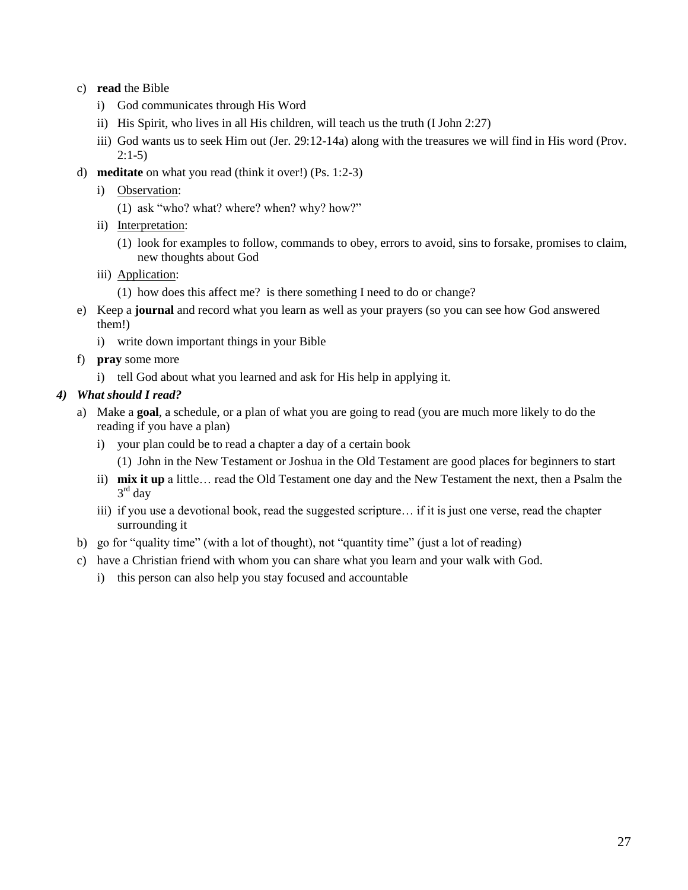c) **read** the Bible
   i) God communicates through His Word
   ii) His Spirit, who lives in all His children, will teach us the truth (I John 2:27)
   iii) God wants us to seek Him out (Jer. 29:12-14a) along with the treasures we will find in His word (Prov. 2:1-5)

d) **meditate** on what you read (think it over!) (Ps. 1:2-3)
   i) Observation:
      (1) ask "who? what? where? when? why? how?"
   ii) Interpretation:
      (1) look for examples to follow, commands to obey, errors to avoid, sins to forsake, promises to claim, new thoughts about God
   iii) Application:
      (1) how does this affect me? is there something I need to do or change?

e) Keep a **journal** and record what you learn as well as your prayers (so you can see how God answered them!)
   i) write down important things in your Bible

f) **pray** some more
   i) tell God about what you learned and ask for His help in applying it.

***4) What should I read?***

a) Make a **goal**, a schedule, or a plan of what you are going to read (you are much more likely to do the reading if you have a plan)
   i) your plan could be to read a chapter a day of a certain book
      (1) John in the New Testament or Joshua in the Old Testament are good places for beginners to start
   ii) **mix it up** a little… read the Old Testament one day and the New Testament the next, then a Psalm the 3rd day
   iii) if you use a devotional book, read the suggested scripture… if it is just one verse, read the chapter surrounding it

b) go for "quality time" (with a lot of thought), not "quantity time" (just a lot of reading)

c) have a Christian friend with whom you can share what you learn and your walk with God.
   i) this person can also help you stay focused and accountable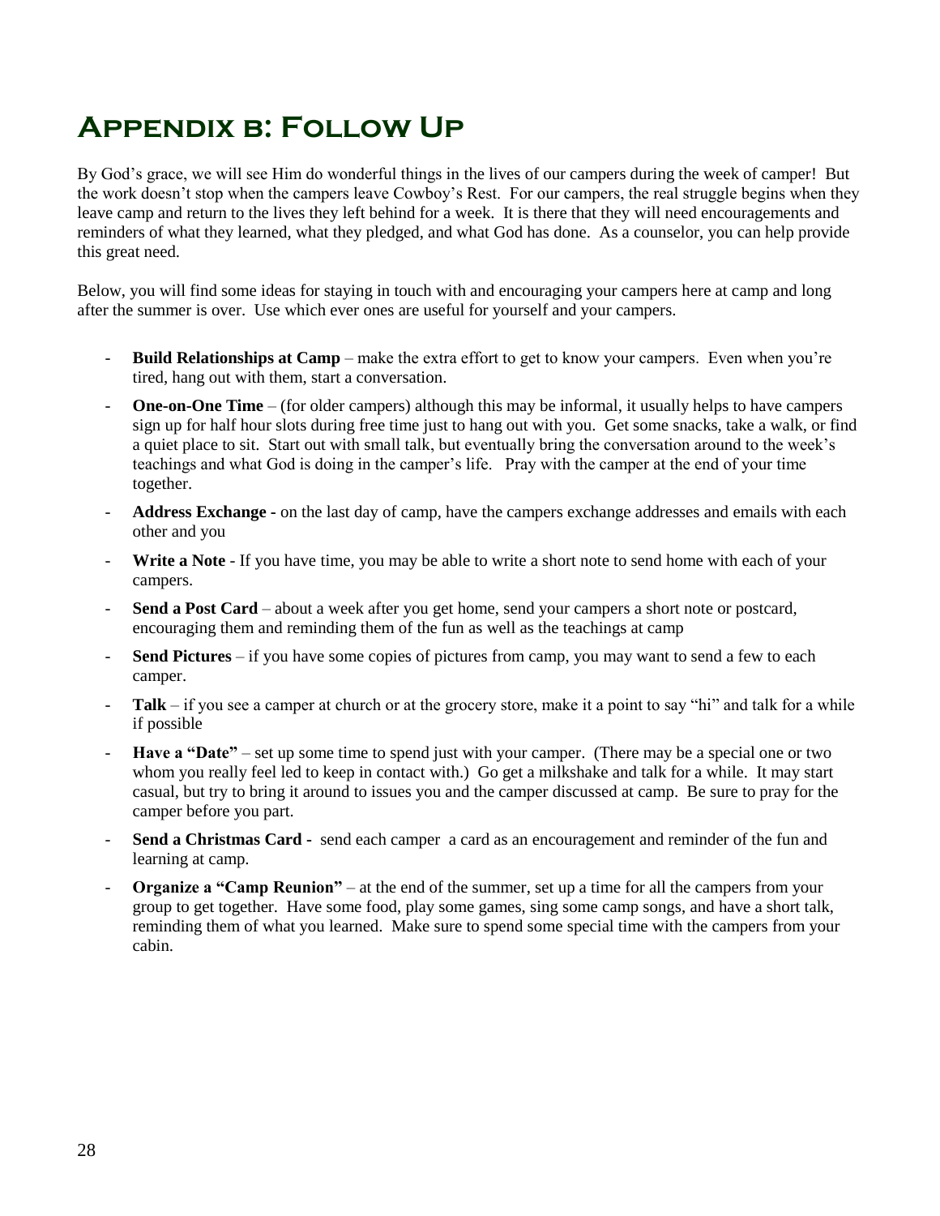# Appendix b: Follow Up

By God's grace, we will see Him do wonderful things in the lives of our campers during the week of camper! But the work doesn't stop when the campers leave Cowboy's Rest. For our campers, the real struggle begins when they leave camp and return to the lives they left behind for a week. It is there that they will need encouragements and reminders of what they learned, what they pledged, and what God has done. As a counselor, you can help provide this great need.

Below, you will find some ideas for staying in touch with and encouraging your campers here at camp and long after the summer is over. Use which ever ones are useful for yourself and your campers.

- **Build Relationships at Camp** – make the extra effort to get to know your campers. Even when you're tired, hang out with them, start a conversation.
- **One-on-One Time** – (for older campers) although this may be informal, it usually helps to have campers sign up for half hour slots during free time just to hang out with you. Get some snacks, take a walk, or find a quiet place to sit. Start out with small talk, but eventually bring the conversation around to the week's teachings and what God is doing in the camper's life. Pray with the camper at the end of your time together.
- **Address Exchange -** on the last day of camp, have the campers exchange addresses and emails with each other and you
- **Write a Note** - If you have time, you may be able to write a short note to send home with each of your campers.
- **Send a Post Card** – about a week after you get home, send your campers a short note or postcard, encouraging them and reminding them of the fun as well as the teachings at camp
- **Send Pictures** – if you have some copies of pictures from camp, you may want to send a few to each camper.
- **Talk** – if you see a camper at church or at the grocery store, make it a point to say "hi" and talk for a while if possible
- **Have a "Date"** – set up some time to spend just with your camper. (There may be a special one or two whom you really feel led to keep in contact with.) Go get a milkshake and talk for a while. It may start casual, but try to bring it around to issues you and the camper discussed at camp. Be sure to pray for the camper before you part.
- **Send a Christmas Card -** send each camper a card as an encouragement and reminder of the fun and learning at camp.
- **Organize a "Camp Reunion"** – at the end of the summer, set up a time for all the campers from your group to get together. Have some food, play some games, sing some camp songs, and have a short talk, reminding them of what you learned. Make sure to spend some special time with the campers from your cabin.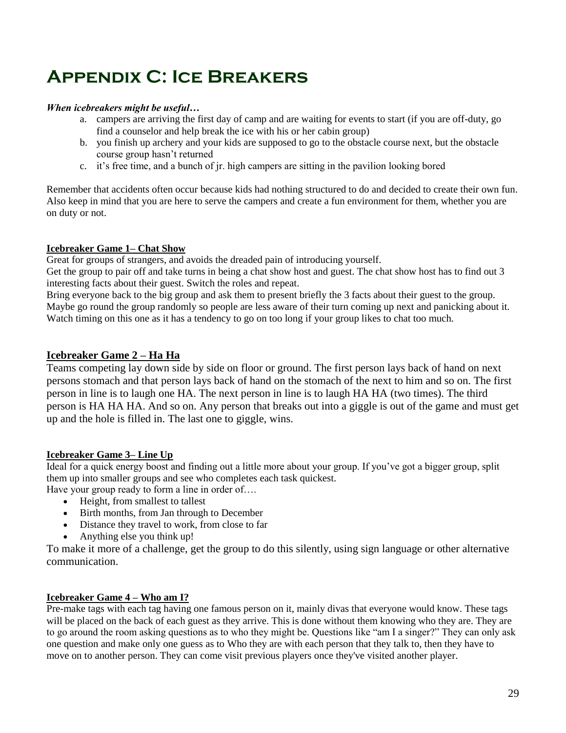# Appendix C: Ice Breakers

***When icebreakers might be useful…***

a. campers are arriving the first day of camp and are waiting for events to start (if you are off-duty, go find a counselor and help break the ice with his or her cabin group)
b. you finish up archery and your kids are supposed to go to the obstacle course next, but the obstacle course group hasn't returned
c. it's free time, and a bunch of jr. high campers are sitting in the pavilion looking bored

Remember that accidents often occur because kids had nothing structured to do and decided to create their own fun. Also keep in mind that you are here to serve the campers and create a fun environment for them, whether you are on duty or not.

**Icebreaker Game 1– Chat Show**

Great for groups of strangers, and avoids the dreaded pain of introducing yourself.
Get the group to pair off and take turns in being a chat show host and guest. The chat show host has to find out 3 interesting facts about their guest. Switch the roles and repeat.
Bring everyone back to the big group and ask them to present briefly the 3 facts about their guest to the group. Maybe go round the group randomly so people are less aware of their turn coming up next and panicking about it. Watch timing on this one as it has a tendency to go on too long if your group likes to chat too much.

**Icebreaker Game 2 – Ha Ha**

Teams competing lay down side by side on floor or ground. The first person lays back of hand on next persons stomach and that person lays back of hand on the stomach of the next to him and so on. The first person in line is to laugh one HA. The next person in line is to laugh HA HA (two times). The third person is HA HA HA. And so on. Any person that breaks out into a giggle is out of the game and must get up and the hole is filled in. The last one to giggle, wins.

**Icebreaker Game 3– Line Up**

Ideal for a quick energy boost and finding out a little more about your group. If you've got a bigger group, split them up into smaller groups and see who completes each task quickest.
Have your group ready to form a line in order of….

- Height, from smallest to tallest
- Birth months, from Jan through to December
- Distance they travel to work, from close to far
- Anything else you think up!

To make it more of a challenge, get the group to do this silently, using sign language or other alternative communication.

**Icebreaker Game 4 – Who am I?**

Pre-make tags with each tag having one famous person on it, mainly divas that everyone would know. These tags will be placed on the back of each guest as they arrive. This is done without them knowing who they are. They are to go around the room asking questions as to who they might be. Questions like "am I a singer?" They can only ask one question and make only one guess as to Who they are with each person that they talk to, then they have to move on to another person. They can come visit previous players once they've visited another player.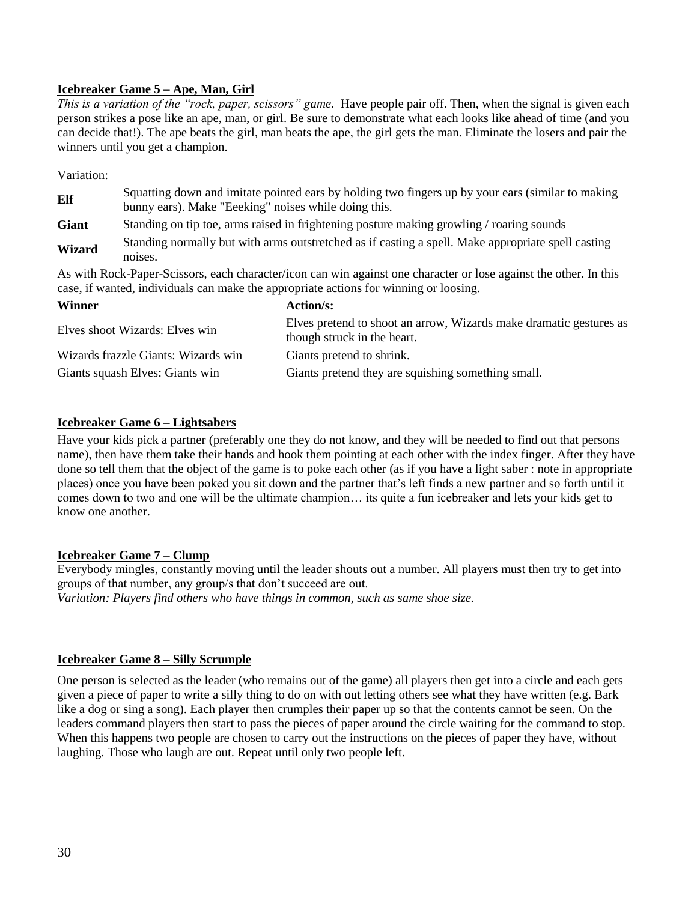**<u>Icebreaker Game 5 – Ape, Man, Girl</u>**

*This is a variation of the "rock, paper, scissors" game.* Have people pair off. Then, when the signal is given each person strikes a pose like an ape, man, or girl. Be sure to demonstrate what each looks like ahead of time (and you can decide that!). The ape beats the girl, man beats the ape, the girl gets the man. Eliminate the losers and pair the winners until you get a champion.

<u>Variation</u>:

| | |
|---|---|
| **Elf** | Squatting down and imitate pointed ears by holding two fingers up by your ears (similar to making bunny ears). Make "Eeeking" noises while doing this. |
| **Giant** | Standing on tip toe, arms raised in frightening posture making growling / roaring sounds |
| **Wizard** | Standing normally but with arms outstretched as if casting a spell. Make appropriate spell casting noises. |

As with Rock-Paper-Scissors, each character/icon can win against one character or lose against the other. In this case, if wanted, individuals can make the appropriate actions for winning or loosing.

| **Winner** | **Action/s:** |
|---|---|
| Elves shoot Wizards: Elves win | Elves pretend to shoot an arrow, Wizards make dramatic gestures as though struck in the heart. |
| Wizards frazzle Giants: Wizards win | Giants pretend to shrink. |
| Giants squash Elves: Giants win | Giants pretend they are squishing something small. |

**<u>Icebreaker Game 6 – Lightsabers</u>**

Have your kids pick a partner (preferably one they do not know, and they will be needed to find out that persons name), then have them take their hands and hook them pointing at each other with the index finger. After they have done so tell them that the object of the game is to poke each other (as if you have a light saber : note in appropriate places) once you have been poked you sit down and the partner that's left finds a new partner and so forth until it comes down to two and one will be the ultimate champion… its quite a fun icebreaker and lets your kids get to know one another.

**<u>Icebreaker Game 7 – Clump</u>**

Everybody mingles, constantly moving until the leader shouts out a number. All players must then try to get into groups of that number, any group/s that don't succeed are out.

*<u>Variation</u>: Players find others who have things in common, such as same shoe size.*

**<u>Icebreaker Game 8 – Silly Scrumple</u>**

One person is selected as the leader (who remains out of the game) all players then get into a circle and each gets given a piece of paper to write a silly thing to do on with out letting others see what they have written (e.g. Bark like a dog or sing a song). Each player then crumples their paper up so that the contents cannot be seen. On the leaders command players then start to pass the pieces of paper around the circle waiting for the command to stop. When this happens two people are chosen to carry out the instructions on the pieces of paper they have, without laughing. Those who laugh are out. Repeat until only two people left.